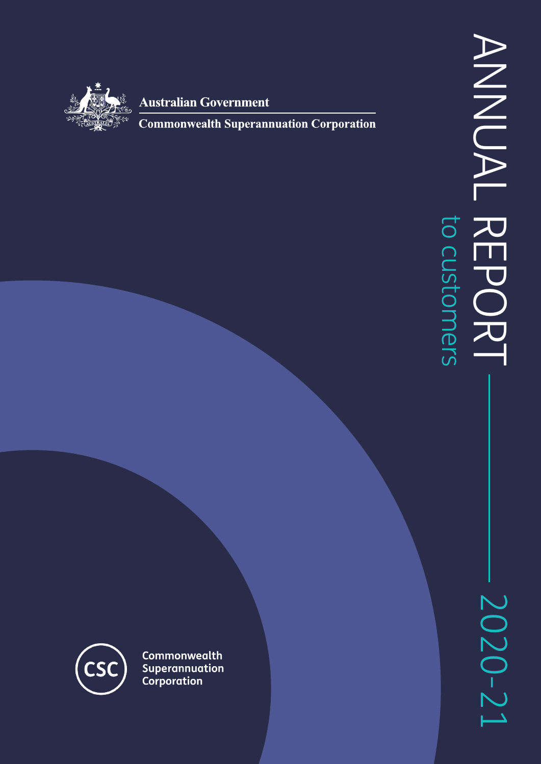Australian Government

Commonwealth Superannuation Corporation

# ANNUAL REPORT

to customers

2020-21

Commonwealth Superannuation Corporation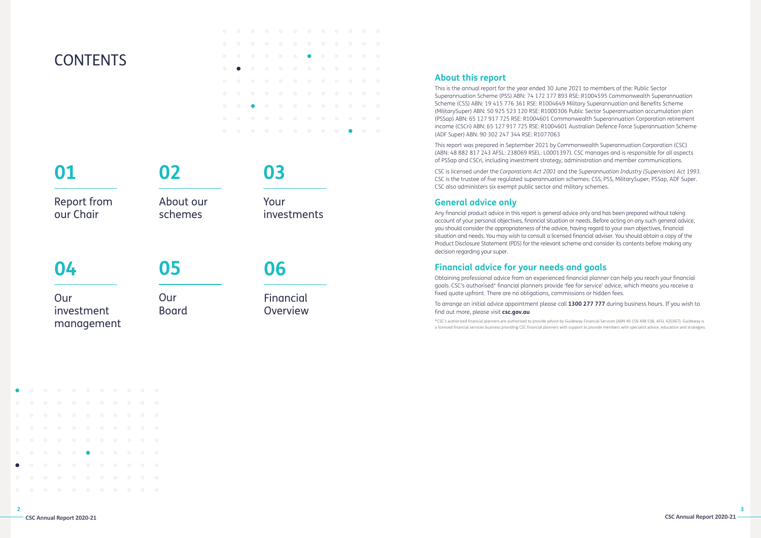# CONTENTS

**01**

Report from our Chair

**02**

About our schemes

**03**

Your investments

**04**

Our investment management

**05**

Our Board

**06**

Financial Overview

## About this report

This is the annual report for the year ended 30 June 2021 to members of the: Public Sector Superannuation Scheme (PSS) ABN: 74 172 177 893 RSE: R1004595 Commonwealth Superannuation Scheme (CSS) ABN: 19 415 776 361 RSE: R1004649 Military Superannuation and Benefits Scheme (MilitarySuper) ABN: 50 925 523 120 RSE: R1000306 Public Sector Superannuation accumulation plan (PSSap) ABN: 65 127 917 725 RSE: R1004601 Commonwealth Superannuation Corporation retirement income (CSCri) ABN: 65 127 917 725 RSE: R1004601 Australian Defence Force Superannuation Scheme (ADF Super) ABN: 90 302 247 344 RSE: R1077063

This report was prepared in September 2021 by Commonwealth Superannuation Corporation (CSC) (ABN: 48 882 817 243 AFSL: 238069 RSEL: L0001397). CSC manages and is responsible for all aspects of PSSap and CSCri, including investment strategy, administration and member communications.

CSC is licensed under the *Corporations Act 2001* and the *Superannuation Industry (Supervision) Act 1993*. CSC is the trustee of five regulated superannuation schemes: CSS, PSS, MilitarySuper, PSSap, ADF Super. CSC also administers six exempt public sector and military schemes.

## General advice only

Any financial product advice in this report is general advice only and has been prepared without taking account of your personal objectives, financial situation or needs. Before acting on any such general advice, you should consider the appropriateness of the advice, having regard to your own objectives, financial situation and needs. You may wish to consult a licensed financial adviser. You should obtain a copy of the Product Disclosure Statement (PDS) for the relevant scheme and consider its contents before making any decision regarding your super.

## Financial advice for your needs and goals

Obtaining professional advice from an experienced financial planner can help you reach your financial goals. CSC's authorised* financial planners provide 'fee for service' advice, which means you receive a fixed quote upfront. There are no obligations, commissions or hidden fees.

To arrange an initial advice appointment please call **1300 277 777** during business hours. If you wish to find out more, please visit **csc.gov.au**

*CSC's authorised financial planners are authorised to provide advice by Guideway Financial Services (ABN 46 156 498 538, AFSL 420367). Guideway is a licensed financial services business providing CSC financial planners with support to provide members with specialist advice, education and strategies.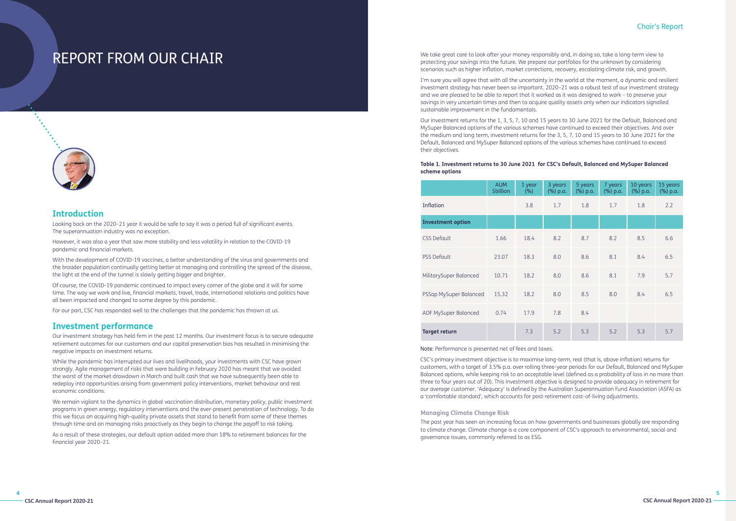# REPORT FROM OUR CHAIR

## Introduction

Looking back on the 2020–21 year it would be safe to say it was a period full of significant events. The superannuation industry was no exception.

However, it was also a year that saw more stability and less volatility in relation to the COVID-19 pandemic and financial markets.

With the development of COVID-19 vaccines, a better understanding of the virus and governments and the broader population continually getting better at managing and controlling the spread of the disease, the light at the end of the tunnel is slowly getting bigger and brighter.

Of course, the COVID-19 pandemic continued to impact every corner of the globe and it will for some time. The way we work and live, financial markets, travel, trade, international relations and politics have all been impacted and changed to some degree by this pandemic.

For our part, CSC has responded well to the challenges that the pandemic has thrown at us.

## Investment performance

Our investment strategy has held firm in the past 12 months. Our investment focus is to secure adequate retirement outcomes for our customers and our capital preservation bias has resulted in minimising the negative impacts on investment returns.

While the pandemic has interrupted our lives and livelihoods, your investments with CSC have grown strongly. Agile management of risks that were building in February 2020 has meant that we avoided the worst of the market drawdown in March and built cash that we have subsequently been able to redeploy into opportunities arising from government policy interventions, market behaviour and real economic conditions.

We remain vigilant to the dynamics in global vaccination distribution, monetary policy, public investment programs in green energy, regulatory interventions and the ever-present penetration of technology. To do this we focus on acquiring high-quality private assets that stand to benefit from some of these themes through time and on managing risks proactively as they begin to change the payoff to risk taking.

As a result of these strategies, our default option added more than 18% to retirement balances for the financial year 2020–21.

We take great care to look after your money responsibly and, in doing so, take a long-term view to protecting your savings into the future. We prepare our portfolios for the unknown by considering scenarios such as higher inflation, market corrections, recovery, escalating climate risk, and growth.

I'm sure you will agree that with all the uncertainty in the world at the moment, a dynamic and resilient investment strategy has never been so important. 2020–21 was a robust test of our investment strategy and we are pleased to be able to report that it worked as it was designed to work – to preserve your savings in very uncertain times and then to acquire quality assets only when our indicators signalled sustainable improvement in the fundamentals.

Our investment returns for the 1, 3, 5, 7, 10 and 15 years to 30 June 2021 for the Default, Balanced and MySuper Balanced options of the various schemes have continued to exceed their objectives. And over the medium and long term, investment returns for the 3, 5, 7, 10 and 15 years to 30 June 2021 for the Default, Balanced and MySuper Balanced options of the various schemes have continued to exceed their objectives.

**Table 1. Investment returns to 30 June 2021 for CSC's Default, Balanced and MySuper Balanced scheme options**

| | AUM $billion | 1 year (%) | 3 years (%) p.a. | 5 years (%) p.a. | 7 years (%) p.a. | 10 years (%) p.a. | 15 years (%) p.a. |
|---|---|---|---|---|---|---|---|
| Inflation | | 3.8 | 1.7 | 1.8 | 1.7 | 1.8 | 2.2 |
| **Investment option** | | | | | | | |
| CSS Default | 1.66 | 18.4 | 8.2 | 8.7 | 8.2 | 8.5 | 6.6 |
| PSS Default | 23.07 | 18.3 | 8.0 | 8.6 | 8.1 | 8.4 | 6.5 |
| MilitarySuper Balanced | 10.71 | 18.2 | 8.0 | 8.6 | 8.1 | 7.9 | 5.7 |
| PSSap MySuper Balanced | 15.32 | 18.2 | 8.0 | 8.5 | 8.0 | 8.4 | 6.5 |
| ADF MySuper Balanced | 0.74 | 17.9 | 7.8 | 8.4 | | | |
| **Target return** | | 7.3 | 5.2 | 5.3 | 5.2 | 5.3 | 5.7 |

Note: Performance is presented net of fees and taxes.

CSC's primary investment objective is to maximise long-term, real (that is, above inflation) returns for customers, with a target of 3.5% p.a. over rolling three-year periods for our Default, Balanced and MySuper Balanced options, while keeping risk to an acceptable level (defined as a probability of loss in no more than three to four years out of 20). This investment objective is designed to provide adequacy in retirement for our average customer. 'Adequacy' is defined by the Australian Superannuation Fund Association (ASFA) as a 'comfortable standard', which accounts for post-retirement cost-of-living adjustments.

### Managing Climate Change Risk

The past year has seen an increasing focus on how governments and businesses globally are responding to climate change. Climate change is a core component of CSC's approach to environmental, social and governance issues, commonly referred to as ESG.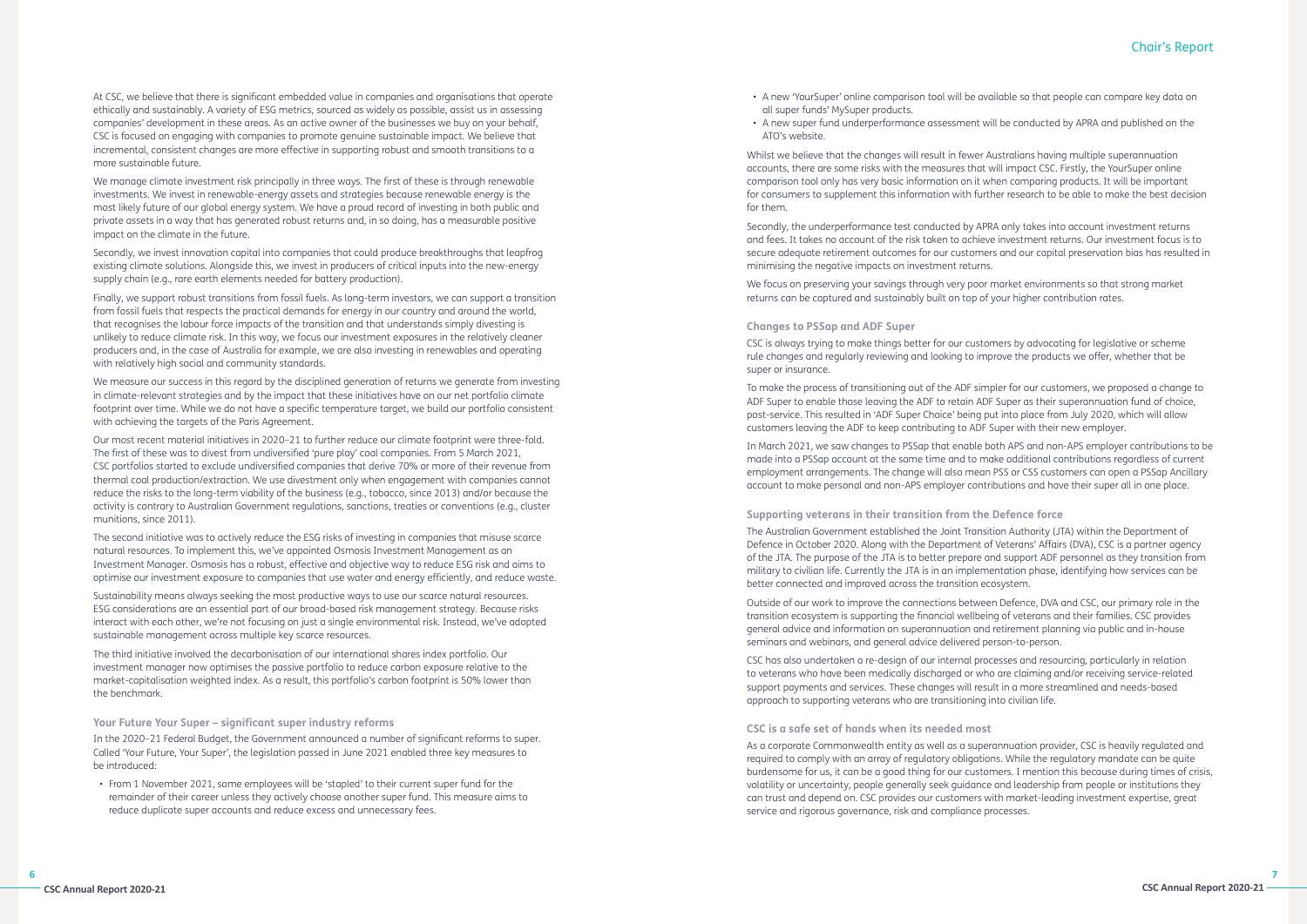At CSC, we believe that there is significant embedded value in companies and organisations that operate ethically and sustainably. A variety of ESG metrics, sourced as widely as possible, assist us in assessing companies' development in these areas. As an active owner of the businesses we buy on your behalf, CSC is focused on engaging with companies to promote genuine sustainable impact. We believe that incremental, consistent changes are more effective in supporting robust and smooth transitions to a more sustainable future.

We manage climate investment risk principally in three ways. The first of these is through renewable investments. We invest in renewable-energy assets and strategies because renewable energy is the most likely future of our global energy system. We have a proud record of investing in both public and private assets in a way that has generated robust returns and, in so doing, has a measurable positive impact on the climate in the future.

Secondly, we invest innovation capital into companies that could produce breakthroughs that leapfrog existing climate solutions. Alongside this, we invest in producers of critical inputs into the new-energy supply chain (e.g., rare earth elements needed for battery production).

Finally, we support robust transitions from fossil fuels. As long-term investors, we can support a transition from fossil fuels that respects the practical demands for energy in our country and around the world, that recognises the labour force impacts of the transition and that understands simply divesting is unlikely to reduce climate risk. In this way, we focus our investment exposures in the relatively cleaner producers and, in the case of Australia for example, we are also investing in renewables and operating with relatively high social and community standards.

We measure our success in this regard by the disciplined generation of returns we generate from investing in climate-relevant strategies and by the impact that these initiatives have on our net portfolio climate footprint over time. While we do not have a specific temperature target, we build our portfolio consistent with achieving the targets of the Paris Agreement.

Our most recent material initiatives in 2020–21 to further reduce our climate footprint were three-fold. The first of these was to divest from undiversified 'pure play' coal companies. From 5 March 2021, CSC portfolios started to exclude undiversified companies that derive 70% or more of their revenue from thermal coal production/extraction. We use divestment only when engagement with companies cannot reduce the risks to the long-term viability of the business (e.g., tobacco, since 2013) and/or because the activity is contrary to Australian Government regulations, sanctions, treaties or conventions (e.g., cluster munitions, since 2011).

The second initiative was to actively reduce the ESG risks of investing in companies that misuse scarce natural resources. To implement this, we've appointed Osmosis Investment Management as an Investment Manager. Osmosis has a robust, effective and objective way to reduce ESG risk and aims to optimise our investment exposure to companies that use water and energy efficiently, and reduce waste.

Sustainability means always seeking the most productive ways to use our scarce natural resources. ESG considerations are an essential part of our broad-based risk management strategy. Because risks interact with each other, we're not focusing on just a single environmental risk. Instead, we've adopted sustainable management across multiple key scarce resources.

The third initiative involved the decarbonisation of our international shares index portfolio. Our investment manager now optimises the passive portfolio to reduce carbon exposure relative to the market-capitalisation weighted index. As a result, this portfolio's carbon footprint is 50% lower than the benchmark.

### Your Future Your Super – significant super industry reforms

In the 2020–21 Federal Budget, the Government announced a number of significant reforms to super. Called 'Your Future, Your Super', the legislation passed in June 2021 enabled three key measures to be introduced:

- From 1 November 2021, some employees will be 'stapled' to their current super fund for the remainder of their career unless they actively choose another super fund. This measure aims to reduce duplicate super accounts and reduce excess and unnecessary fees.
- A new 'YourSuper' online comparison tool will be available so that people can compare key data on all super funds' MySuper products.
- A new super fund underperformance assessment will be conducted by APRA and published on the ATO's website.

Whilst we believe that the changes will result in fewer Australians having multiple superannuation accounts, there are some risks with the measures that will impact CSC. Firstly, the YourSuper online comparison tool only has very basic information on it when comparing products. It will be important for consumers to supplement this information with further research to be able to make the best decision for them.

Secondly, the underperformance test conducted by APRA only takes into account investment returns and fees. It takes no account of the risk taken to achieve investment returns. Our investment focus is to secure adequate retirement outcomes for our customers and our capital preservation bias has resulted in minimising the negative impacts on investment returns.

We focus on preserving your savings through very poor market environments so that strong market returns can be captured and sustainably built on top of your higher contribution rates.

### Changes to PSSap and ADF Super

CSC is always trying to make things better for our customers by advocating for legislative or scheme rule changes and regularly reviewing and looking to improve the products we offer, whether that be super or insurance.

To make the process of transitioning out of the ADF simpler for our customers, we proposed a change to ADF Super to enable those leaving the ADF to retain ADF Super as their superannuation fund of choice, post-service. This resulted in 'ADF Super Choice' being put into place from July 2020, which will allow customers leaving the ADF to keep contributing to ADF Super with their new employer.

In March 2021, we saw changes to PSSap that enable both APS and non-APS employer contributions to be made into a PSSap account at the same time and to make additional contributions regardless of current employment arrangements. The change will also mean PSS or CSS customers can open a PSSap Ancillary account to make personal and non-APS employer contributions and have their super all in one place.

### Supporting veterans in their transition from the Defence force

The Australian Government established the Joint Transition Authority (JTA) within the Department of Defence in October 2020. Along with the Department of Veterans' Affairs (DVA), CSC is a partner agency of the JTA. The purpose of the JTA is to better prepare and support ADF personnel as they transition from military to civilian life. Currently the JTA is in an implementation phase, identifying how services can be better connected and improved across the transition ecosystem.

Outside of our work to improve the connections between Defence, DVA and CSC, our primary role in the transition ecosystem is supporting the financial wellbeing of veterans and their families. CSC provides general advice and information on superannuation and retirement planning via public and in-house seminars and webinars, and general advice delivered person-to-person.

CSC has also undertaken a re-design of our internal processes and resourcing, particularly in relation to veterans who have been medically discharged or who are claiming and/or receiving service-related support payments and services. These changes will result in a more streamlined and needs-based approach to supporting veterans who are transitioning into civilian life.

### CSC is a safe set of hands when its needed most

As a corporate Commonwealth entity as well as a superannuation provider, CSC is heavily regulated and required to comply with an array of regulatory obligations. While the regulatory mandate can be quite burdensome for us, it can be a good thing for our customers. I mention this because during times of crisis, volatility or uncertainty, people generally seek guidance and leadership from people or institutions they can trust and depend on. CSC provides our customers with market-leading investment expertise, great service and rigorous governance, risk and compliance processes.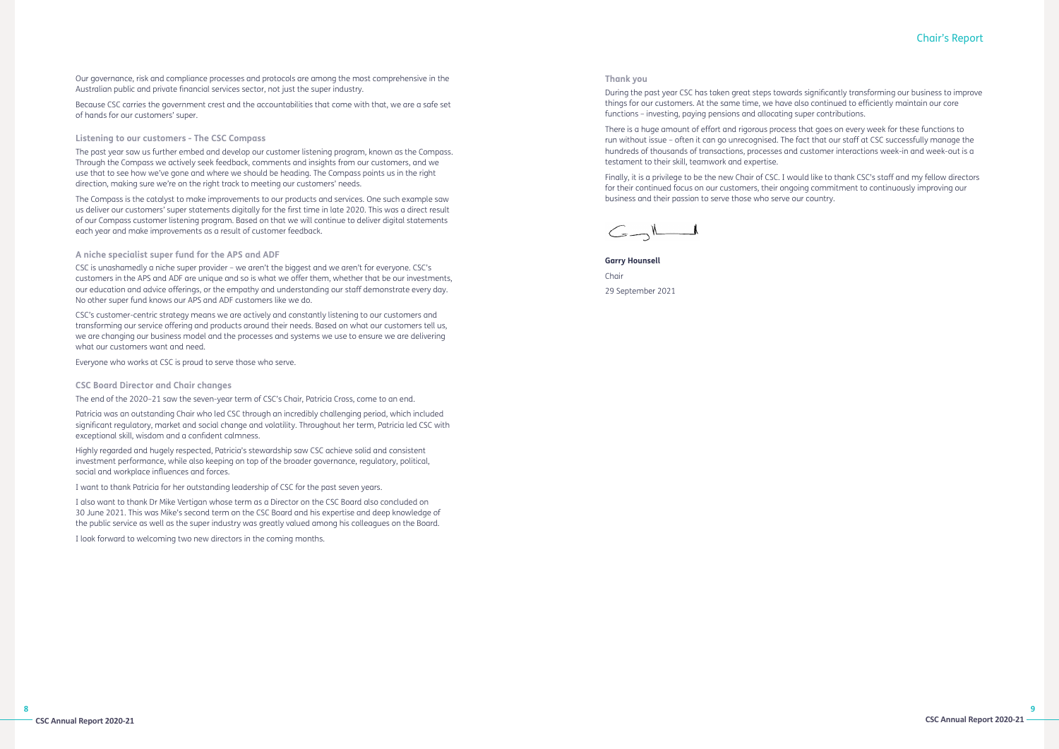Our governance, risk and compliance processes and protocols are among the most comprehensive in the Australian public and private financial services sector, not just the super industry.

Because CSC carries the government crest and the accountabilities that come with that, we are a safe set of hands for our customers' super.

### Listening to our customers - The CSC Compass

The past year saw us further embed and develop our customer listening program, known as the Compass. Through the Compass we actively seek feedback, comments and insights from our customers, and we use that to see how we've gone and where we should be heading. The Compass points us in the right direction, making sure we're on the right track to meeting our customers' needs.

The Compass is the catalyst to make improvements to our products and services. One such example saw us deliver our customers' super statements digitally for the first time in late 2020. This was a direct result of our Compass customer listening program. Based on that we will continue to deliver digital statements each year and make improvements as a result of customer feedback.

### A niche specialist super fund for the APS and ADF

CSC is unashamedly a niche super provider – we aren't the biggest and we aren't for everyone. CSC's customers in the APS and ADF are unique and so is what we offer them, whether that be our investments, our education and advice offerings, or the empathy and understanding our staff demonstrate every day. No other super fund knows our APS and ADF customers like we do.

CSC's customer-centric strategy means we are actively and constantly listening to our customers and transforming our service offering and products around their needs. Based on what our customers tell us, we are changing our business model and the processes and systems we use to ensure we are delivering what our customers want and need.

Everyone who works at CSC is proud to serve those who serve.

### CSC Board Director and Chair changes

The end of the 2020–21 saw the seven-year term of CSC's Chair, Patricia Cross, come to an end.

Patricia was an outstanding Chair who led CSC through an incredibly challenging period, which included significant regulatory, market and social change and volatility. Throughout her term, Patricia led CSC with exceptional skill, wisdom and a confident calmness.

Highly regarded and hugely respected, Patricia's stewardship saw CSC achieve solid and consistent investment performance, while also keeping on top of the broader governance, regulatory, political, social and workplace influences and forces.

I want to thank Patricia for her outstanding leadership of CSC for the past seven years.

I also want to thank Dr Mike Vertigan whose term as a Director on the CSC Board also concluded on 30 June 2021. This was Mike's second term on the CSC Board and his expertise and deep knowledge of the public service as well as the super industry was greatly valued among his colleagues on the Board.

I look forward to welcoming two new directors in the coming months.

### Thank you

During the past year CSC has taken great steps towards significantly transforming our business to improve things for our customers. At the same time, we have also continued to efficiently maintain our core functions – investing, paying pensions and allocating super contributions.

There is a huge amount of effort and rigorous process that goes on every week for these functions to run without issue – often it can go unrecognised. The fact that our staff at CSC successfully manage the hundreds of thousands of transactions, processes and customer interactions week-in and week-out is a testament to their skill, teamwork and expertise.

Finally, it is a privilege to be the new Chair of CSC. I would like to thank CSC's staff and my fellow directors for their continued focus on our customers, their ongoing commitment to continuously improving our business and their passion to serve those who serve our country.

**Garry Hounsell**

Chair

29 September 2021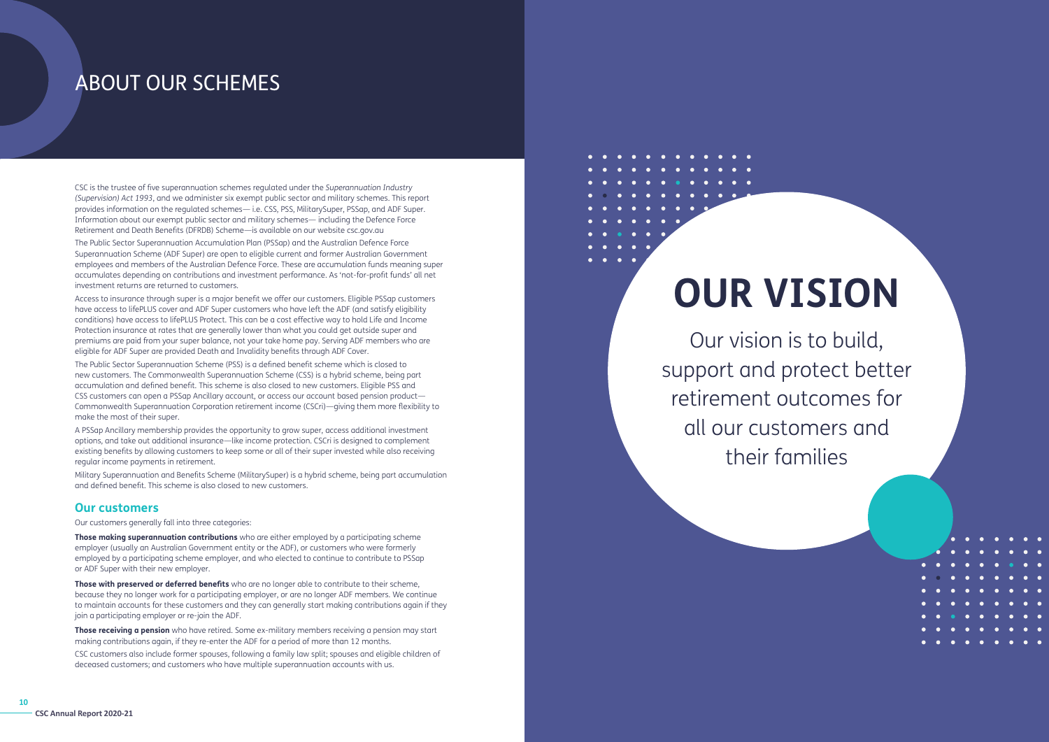# ABOUT OUR SCHEMES

CSC is the trustee of five superannuation schemes regulated under the *Superannuation Industry (Supervision) Act 1993*, and we administer six exempt public sector and military schemes. This report provides information on the regulated schemes— i.e. CSS, PSS, MilitarySuper, PSSap, and ADF Super. Information about our exempt public sector and military schemes— including the Defence Force Retirement and Death Benefits (DFRDB) Scheme—is available on our website csc.gov.au

The Public Sector Superannuation Accumulation Plan (PSSap) and the Australian Defence Force Superannuation Scheme (ADF Super) are open to eligible current and former Australian Government employees and members of the Australian Defence Force. These are accumulation funds meaning super accumulates depending on contributions and investment performance. As 'not-for-profit funds' all net investment returns are returned to customers.

Access to insurance through super is a major benefit we offer our customers. Eligible PSSap customers have access to lifePLUS cover and ADF Super customers who have left the ADF (and satisfy eligibility conditions) have access to lifePLUS Protect. This can be a cost effective way to hold Life and Income Protection insurance at rates that are generally lower than what you could get outside super and premiums are paid from your super balance, not your take home pay. Serving ADF members who are eligible for ADF Super are provided Death and Invalidity benefits through ADF Cover.

The Public Sector Superannuation Scheme (PSS) is a defined benefit scheme which is closed to new customers. The Commonwealth Superannuation Scheme (CSS) is a hybrid scheme, being part accumulation and defined benefit. This scheme is also closed to new customers. Eligible PSS and CSS customers can open a PSSap Ancillary account, or access our account based pension product—Commonwealth Superannuation Corporation retirement income (CSCri)—giving them more flexibility to make the most of their super.

A PSSap Ancillary membership provides the opportunity to grow super, access additional investment options, and take out additional insurance—like income protection. CSCri is designed to complement existing benefits by allowing customers to keep some or all of their super invested while also receiving regular income payments in retirement.

Military Superannuation and Benefits Scheme (MilitarySuper) is a hybrid scheme, being part accumulation and defined benefit. This scheme is also closed to new customers.

## Our customers

Our customers generally fall into three categories:

**Those making superannuation contributions** who are either employed by a participating scheme employer (usually an Australian Government entity or the ADF), or customers who were formerly employed by a participating scheme employer, and who elected to continue to contribute to PSSap or ADF Super with their new employer.

**Those with preserved or deferred benefits** who are no longer able to contribute to their scheme, because they no longer work for a participating employer, or are no longer ADF members. We continue to maintain accounts for these customers and they can generally start making contributions again if they join a participating employer or re-join the ADF.

**Those receiving a pension** who have retired. Some ex-military members receiving a pension may start making contributions again, if they re-enter the ADF for a period of more than 12 months.

CSC customers also include former spouses, following a family law split; spouses and eligible children of deceased customers; and customers who have multiple superannuation accounts with us.

# OUR VISION

Our vision is to build, support and protect better retirement outcomes for all our customers and their families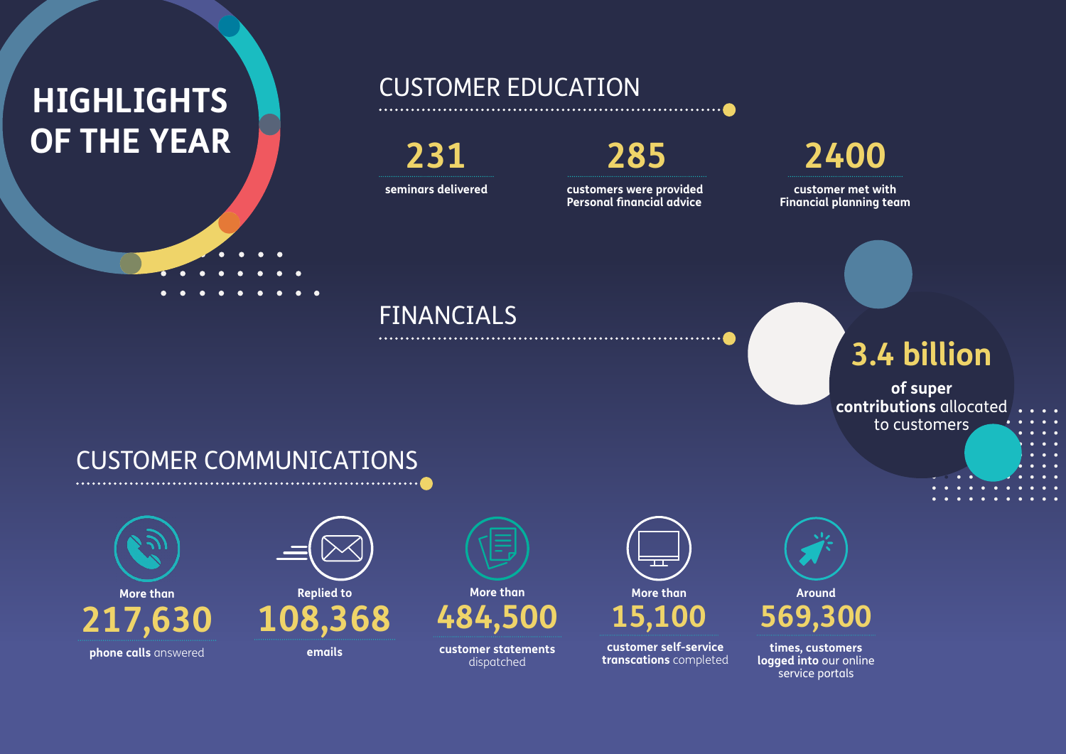# HIGHLIGHTS OF THE YEAR

## CUSTOMER EDUCATION

**231**
seminars delivered

**285**
customers were provided Personal financial advice

**2400**
customer met with Financial planning team

## FINANCIALS

**3.4 billion**
**of super contributions** allocated to customers

## CUSTOMER COMMUNICATIONS

More than
**217,630**
**phone calls** answered

Replied to
**108,368**
**emails**

More than
**484,500**
**customer statements** dispatched

More than
**15,100**
**customer self-service transcations** completed

Around
**569,300**
**times, customers logged into** our online service portals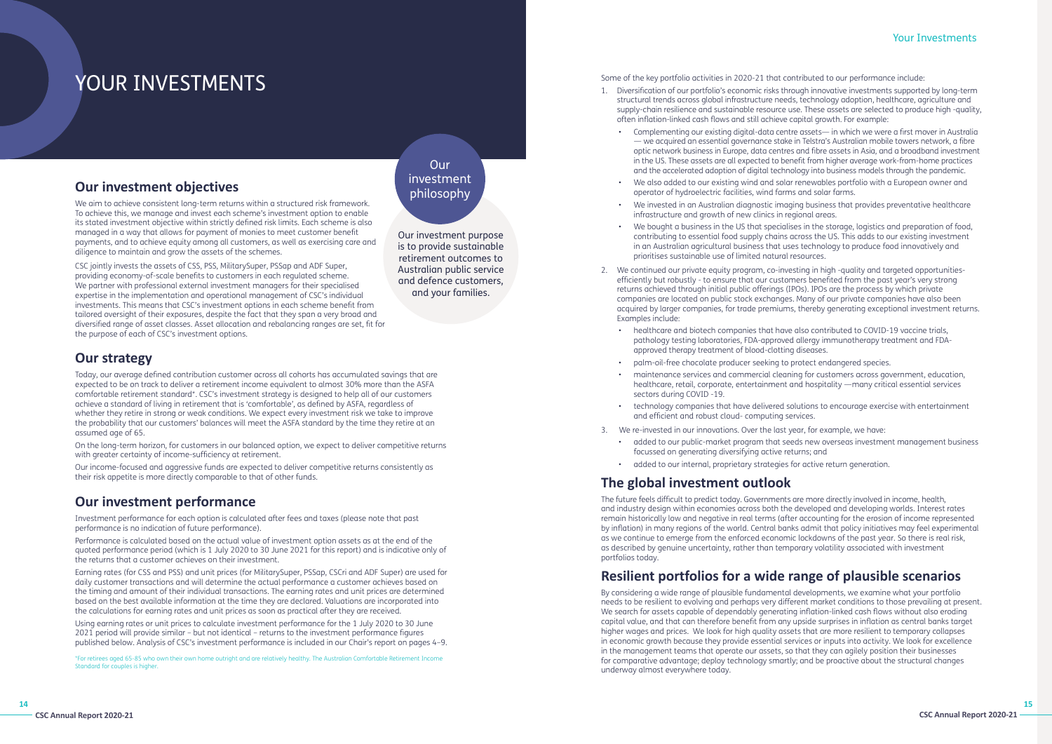# YOUR INVESTMENTS

## Our investment objectives

We aim to achieve consistent long-term returns within a structured risk framework. To achieve this, we manage and invest each scheme's investment option to enable its stated investment objective within strictly defined risk limits. Each scheme is also managed in a way that allows for payment of monies to meet customer benefit payments, and to achieve equity among all customers, as well as exercising care and diligence to maintain and grow the assets of the schemes.

CSC jointly invests the assets of CSS, PSS, MilitarySuper, PSSap and ADF Super, providing economy-of-scale benefits to customers in each regulated scheme. We partner with professional external investment managers for their specialised expertise in the implementation and operational management of CSC's individual investments. This means that CSC's investment options in each scheme benefit from tailored oversight of their exposures, despite the fact that they span a very broad and diversified range of asset classes. Asset allocation and rebalancing ranges are set, fit for the purpose of each of CSC's investment options.

### Our investment philosophy

Our investment purpose is to provide sustainable retirement outcomes to Australian public service and defence customers, and your families.

## Our strategy

Today, our average defined contribution customer across all cohorts has accumulated savings that are expected to be on track to deliver a retirement income equivalent to almost 30% more than the ASFA comfortable retirement standard*. CSC's investment strategy is designed to help all of our customers achieve a standard of living in retirement that is 'comfortable', as defined by ASFA, regardless of whether they retire in strong or weak conditions. We expect every investment risk we take to improve the probability that our customers' balances will meet the ASFA standard by the time they retire at an assumed age of 65.

On the long-term horizon, for customers in our balanced option, we expect to deliver competitive returns with greater certainty of income-sufficiency at retirement.

Our income-focused and aggressive funds are expected to deliver competitive returns consistently as their risk appetite is more directly comparable to that of other funds.

## Our investment performance

Investment performance for each option is calculated after fees and taxes (please note that past performance is no indication of future performance).

Performance is calculated based on the actual value of investment option assets as at the end of the quoted performance period (which is 1 July 2020 to 30 June 2021 for this report) and is indicative only of the returns that a customer achieves on their investment.

Earning rates (for CSS and PSS) and unit prices (for MilitarySuper, PSSap, CSCri and ADF Super) are used for daily customer transactions and will determine the actual performance a customer achieves based on the timing and amount of their individual transactions. The earning rates and unit prices are determined based on the best available information at the time they are declared. Valuations are incorporated into the calculations for earning rates and unit prices as soon as practical after they are received.

Using earning rates or unit prices to calculate investment performance for the 1 July 2020 to 30 June 2021 period will provide similar – but not identical – returns to the investment performance figures published below. Analysis of CSC's investment performance is included in our Chair's report on pages 4–9.

*For retirees aged 65-85 who own their own home outright and are relatively healthy. The Australian Comfortable Retirement Income Standard for couples is higher.

Some of the key portfolio activities in 2020-21 that contributed to our performance include:

1. Diversification of our portfolio's economic risks through innovative investments supported by long-term structural trends across global infrastructure needs, technology adoption, healthcare, agriculture and supply-chain resilience and sustainable resource use. These assets are selected to produce high -quality, often inflation-linked cash flows and still achieve capital growth. For example:
   - Complementing our existing digital-data centre assets— in which we were a first mover in Australia — we acquired an essential governance stake in Telstra's Australian mobile towers network, a fibre optic network business in Europe, data centres and fibre assets in Asia, and a broadband investment in the US. These assets are all expected to benefit from higher average work-from-home practices and the accelerated adoption of digital technology into business models through the pandemic.
   - We also added to our existing wind and solar renewables portfolio with a European owner and operator of hydroelectric facilities, wind farms and solar farms.
   - We invested in an Australian diagnostic imaging business that provides preventative healthcare infrastructure and growth of new clinics in regional areas.
   - We bought a business in the US that specialises in the storage, logistics and preparation of food, contributing to essential food supply chains across the US. This adds to our existing investment in an Australian agricultural business that uses technology to produce food innovatively and prioritises sustainable use of limited natural resources.
2. We continued our private equity program, co-investing in high -quality and targeted opportunities- efficiently but robustly - to ensure that our customers benefited from the past year's very strong returns achieved through initial public offerings (IPOs). IPOs are the process by which private companies are located on public stock exchanges. Many of our private companies have also been acquired by larger companies, for trade premiums, thereby generating exceptional investment returns. Examples include:
   - healthcare and biotech companies that have also contributed to COVID-19 vaccine trials, pathology testing laboratories, FDA-approved allergy immunotherapy treatment and FDA-approved therapy treatment of blood-clotting diseases.
   - palm-oil-free chocolate producer seeking to protect endangered species.
   - maintenance services and commercial cleaning for customers across government, education, healthcare, retail, corporate, entertainment and hospitality —many critical essential services sectors during COVID -19.
   - technology companies that have delivered solutions to encourage exercise with entertainment and efficient and robust cloud- computing services.
3. We re-invested in our innovations. Over the last year, for example, we have:
   - added to our public-market program that seeds new overseas investment management business focussed on generating diversifying active returns; and
   - added to our internal, proprietary strategies for active return generation.

## The global investment outlook

The future feels difficult to predict today. Governments are more directly involved in income, health, and industry design within economies across both the developed and developing worlds. Interest rates remain historically low and negative in real terms (after accounting for the erosion of income represented by inflation) in many regions of the world. Central banks admit that policy initiatives may feel experimental as we continue to emerge from the enforced economic lockdowns of the past year. So there is real risk, as described by genuine uncertainty, rather than temporary volatility associated with investment portfolios today.

## Resilient portfolios for a wide range of plausible scenarios

By considering a wide range of plausible fundamental developments, we examine what your portfolio needs to be resilient to evolving and perhaps very different market conditions to those prevailing at present. We search for assets capable of dependably generating inflation-linked cash flows without also eroding capital value, and that can therefore benefit from any upside surprises in inflation as central banks target higher wages and prices. We look for high quality assets that are more resilient to temporary collapses in economic growth because they provide essential services or inputs into activity. We look for excellence in the management teams that operate our assets, so that they can agilely position their businesses for comparative advantage; deploy technology smartly; and be proactive about the structural changes underway almost everywhere today.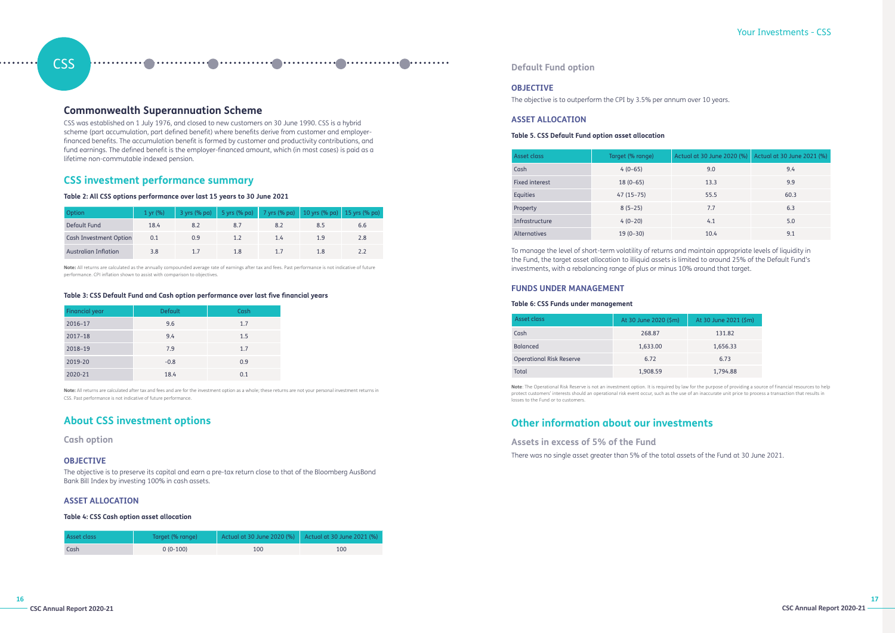CSS

## Commonwealth Superannuation Scheme

CSS was established on 1 July 1976, and closed to new customers on 30 June 1990. CSS is a hybrid scheme (part accumulation, part defined benefit) where benefits derive from customer and employer-financed benefits. The accumulation benefit is formed by customer and productivity contributions, and fund earnings. The defined benefit is the employer-financed amount, which (in most cases) is paid as a lifetime non-commutable indexed pension.

## CSS investment performance summary

**Table 2: All CSS options performance over last 15 years to 30 June 2021**

| Option | 1 yr (%) | 3 yrs (% pa) | 5 yrs (% pa) | 7 yrs (% pa) | 10 yrs (% pa) | 15 yrs (% pa) |
|---|---|---|---|---|---|---|
| Default Fund | 18.4 | 8.2 | 8.7 | 8.2 | 8.5 | 6.6 |
| Cash Investment Option | 0.1 | 0.9 | 1.2 | 1.4 | 1.9 | 2.8 |
| Australian Inflation | 3.8 | 1.7 | 1.8 | 1.7 | 1.8 | 2.2 |

**Note:** All returns are calculated as the annually compounded average rate of earnings after tax and fees. Past performance is not indicative of future performance. CPI inflation shown to assist with comparison to objectives.

**Table 3: CSS Default Fund and Cash option performance over last five financial years**

| Financial year | Default | Cash |
|---|---|---|
| 2016–17 | 9.6 | 1.7 |
| 2017–18 | 9.4 | 1.5 |
| 2018–19 | 7.9 | 1.7 |
| 2019-20 | -0.8 | 0.9 |
| 2020-21 | 18.4 | 0.1 |

**Note:** All returns are calculated after tax and fees and are for the investment option as a whole; these returns are not your personal investment returns in CSS. Past performance is not indicative of future performance.

## About CSS investment options

### Cash option

#### OBJECTIVE

The objective is to preserve its capital and earn a pre-tax return close to that of the Bloomberg AusBond Bank Bill Index by investing 100% in cash assets.

#### ASSET ALLOCATION

**Table 4: CSS Cash option asset allocation**

| Asset class | Target (% range) | Actual at 30 June 2020 (%) | Actual at 30 June 2021 (%) |
|---|---|---|---|
| Cash | 0 (0-100) | 100 | 100 |

### Default Fund option

#### OBJECTIVE

The objective is to outperform the CPI by 3.5% per annum over 10 years.

#### ASSET ALLOCATION

**Table 5. CSS Default Fund option asset allocation**

| Asset class | Target (% range) | Actual at 30 June 2020 (%) | Actual at 30 June 2021 (%) |
|---|---|---|---|
| Cash | 4 (0–65) | 9.0 | 9.4 |
| Fixed interest | 18 (0–65) | 13.3 | 9.9 |
| Equities | 47 (15–75) | 55.5 | 60.3 |
| Property | 8 (5–25) | 7.7 | 6.3 |
| Infrastructure | 4 (0–20) | 4.1 | 5.0 |
| Alternatives | 19 (0–30) | 10.4 | 9.1 |

To manage the level of short-term volatility of returns and maintain appropriate levels of liquidity in the Fund, the target asset allocation to illiquid assets is limited to around 25% of the Default Fund's investments, with a rebalancing range of plus or minus 10% around that target.

#### FUNDS UNDER MANAGEMENT

**Table 6: CSS Funds under management**

| Asset class | At 30 June 2020 ($m) | At 30 June 2021 ($m) |
|---|---|---|
| Cash | 268.87 | 131.82 |
| Balanced | 1,633.00 | 1,656.33 |
| Operational Risk Reserve | 6.72 | 6.73 |
| Total | 1,908.59 | 1,794.88 |

**Note**: The Operational Risk Reserve is not an investment option. It is required by law for the purpose of providing a source of financial resources to help protect customers' interests should an operational risk event occur, such as the use of an inaccurate unit price to process a transaction that results in losses to the Fund or to customers.

## Other information about our investments

### Assets in excess of 5% of the Fund

There was no single asset greater than 5% of the total assets of the Fund at 30 June 2021.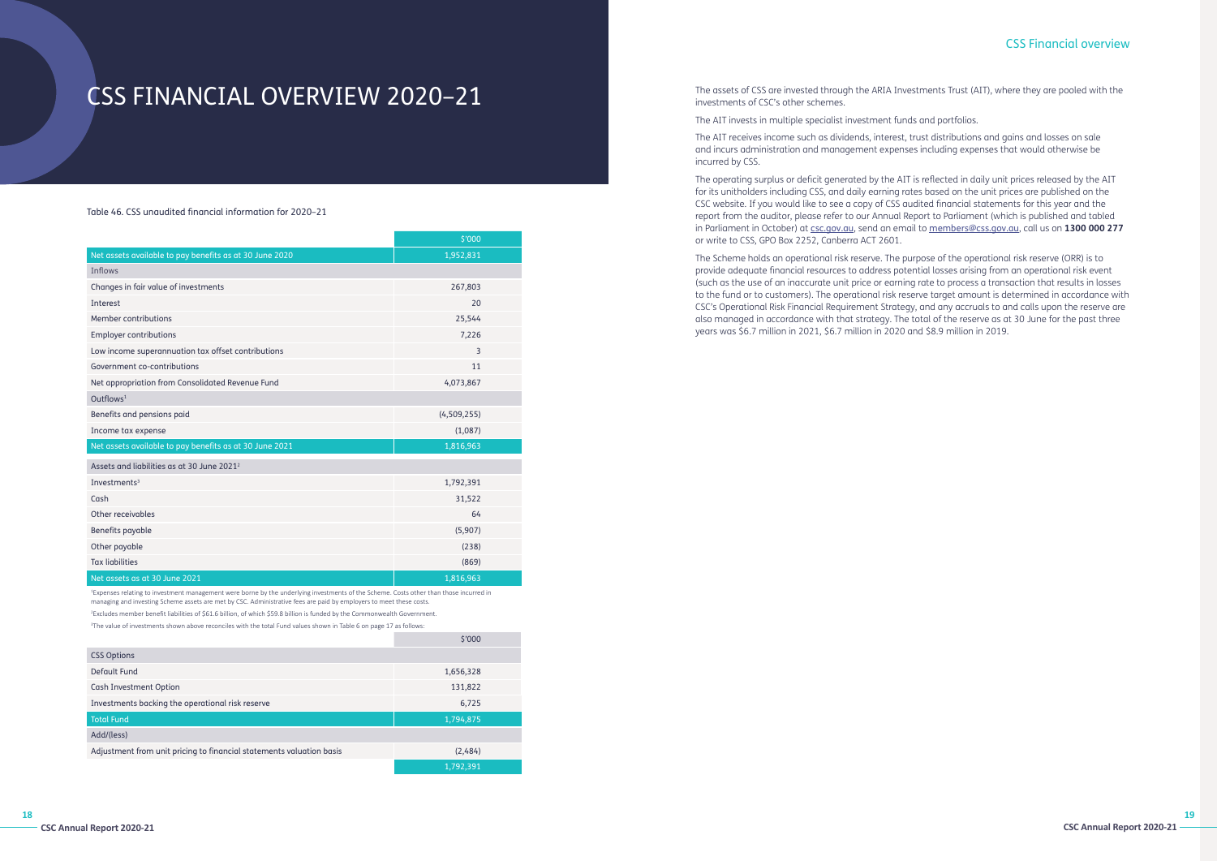# CSS FINANCIAL OVERVIEW 2020–21

Table 46. CSS unaudited financial information for 2020–21

| | $'000 |
|---|---|
| Net assets available to pay benefits as at 30 June 2020 | 1,952,831 |
| **Inflows** | |
| Changes in fair value of investments | 267,803 |
| Interest | 20 |
| Member contributions | 25,544 |
| Employer contributions | 7,226 |
| Low income superannuation tax offset contributions | 3 |
| Government co-contributions | 11 |
| Net appropriation from Consolidated Revenue Fund | 4,073,867 |
| **Outflows**[1] | |
| Benefits and pensions paid | (4,509,255) |
| Income tax expense | (1,087) |
| Net assets available to pay benefits as at 30 June 2021 | 1,816,963 |
| **Assets and liabilities as at 30 June 2021**[2] | |
| Investments[3] | 1,792,391 |
| Cash | 31,522 |
| Other receivables | 64 |
| Benefits payable | (5,907) |
| Other payable | (238) |
| Tax liabilities | (869) |
| Net assets as at 30 June 2021 | 1,816,963 |

[1]Expenses relating to investment management were borne by the underlying investments of the Scheme. Costs other than those incurred in managing and investing Scheme assets are met by CSC. Administrative fees are paid by employers to meet these costs.

[2]Excludes member benefit liabilities of $61.6 billion, of which $59.8 billion is funded by the Commonwealth Government.

[3]The value of investments shown above reconciles with the total Fund values shown in Table 6 on page 17 as follows:

| | $'000 |
|---|---|
| **CSS Options** | |
| Default Fund | 1,656,328 |
| Cash Investment Option | 131,822 |
| Investments backing the operational risk reserve | 6,725 |
| Total Fund | 1,794,875 |
| **Add/(less)** | |
| Adjustment from unit pricing to financial statements valuation basis | (2,484) |
| | 1,792,391 |

The assets of CSS are invested through the ARIA Investments Trust (AIT), where they are pooled with the investments of CSC's other schemes.

The AIT invests in multiple specialist investment funds and portfolios.

The AIT receives income such as dividends, interest, trust distributions and gains and losses on sale and incurs administration and management expenses including expenses that would otherwise be incurred by CSS.

The operating surplus or deficit generated by the AIT is reflected in daily unit prices released by the AIT for its unitholders including CSS, and daily earning rates based on the unit prices are published on the CSC website. If you would like to see a copy of CSS audited financial statements for this year and the report from the auditor, please refer to our Annual Report to Parliament (which is published and tabled in Parliament in October) at csc.gov.au, send an email to members@css.gov.au, call us on **1300 000 277** or write to CSS, GPO Box 2252, Canberra ACT 2601.

The Scheme holds an operational risk reserve. The purpose of the operational risk reserve (ORR) is to provide adequate financial resources to address potential losses arising from an operational risk event (such as the use of an inaccurate unit price or earning rate to process a transaction that results in losses to the fund or to customers). The operational risk reserve target amount is determined in accordance with CSC's Operational Risk Financial Requirement Strategy, and any accruals to and calls upon the reserve are also managed in accordance with that strategy. The total of the reserve as at 30 June for the past three years was $6.7 million in 2021, $6.7 million in 2020 and $8.9 million in 2019.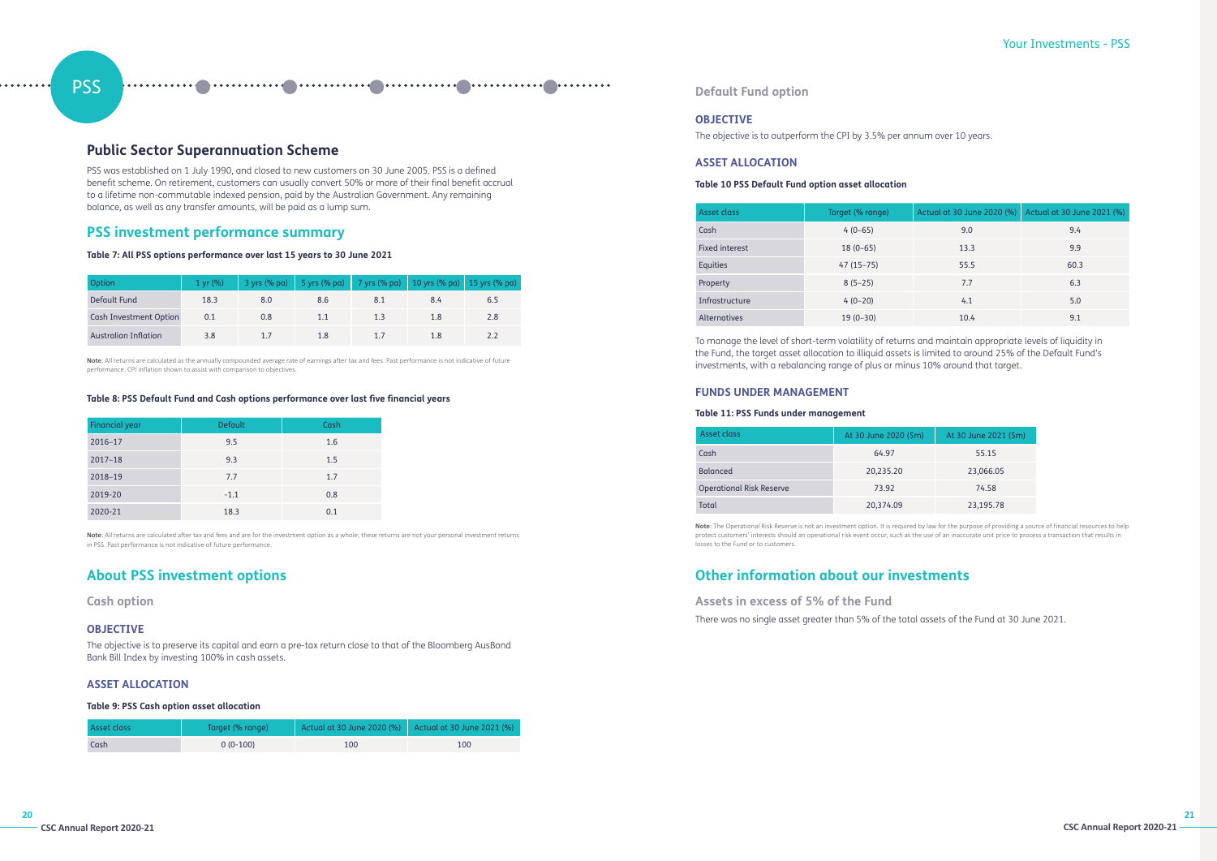# PSS

## Public Sector Superannuation Scheme

PSS was established on 1 July 1990, and closed to new customers on 30 June 2005. PSS is a defined benefit scheme. On retirement, customers can usually convert 50% or more of their final benefit accrual to a lifetime non-commutable indexed pension, paid by the Australian Government. Any remaining balance, as well as any transfer amounts, will be paid as a lump sum.

## PSS investment performance summary

**Table 7: All PSS options performance over last 15 years to 30 June 2021**

| Option | 1 yr (%) | 3 yrs (% pa) | 5 yrs (% pa) | 7 yrs (% pa) | 10 yrs (% pa) | 15 yrs (% pa) |
|---|---|---|---|---|---|---|
| Default Fund | 18.3 | 8.0 | 8.6 | 8.1 | 8.4 | 6.5 |
| Cash Investment Option | 0.1 | 0.8 | 1.1 | 1.3 | 1.8 | 2.8 |
| Australian Inflation | 3.8 | 1.7 | 1.8 | 1.7 | 1.8 | 2.2 |

**Note**: All returns are calculated as the annually compounded average rate of earnings after tax and fees. Past performance is not indicative of future performance. CPI inflation shown to assist with comparison to objectives.

**Table 8: PSS Default Fund and Cash options performance over last five financial years**

| Financial year | Default | Cash |
|---|---|---|
| 2016–17 | 9.5 | 1.6 |
| 2017–18 | 9.3 | 1.5 |
| 2018–19 | 7.7 | 1.7 |
| 2019-20 | -1.1 | 0.8 |
| 2020-21 | 18.3 | 0.1 |

**Note**: All returns are calculated after tax and fees and are for the investment option as a whole; these returns are not your personal investment returns in PSS. Past performance is not indicative of future performance.

## About PSS investment options

### Cash option

#### OBJECTIVE

The objective is to preserve its capital and earn a pre-tax return close to that of the Bloomberg AusBond Bank Bill Index by investing 100% in cash assets.

#### ASSET ALLOCATION

**Table 9: PSS Cash option asset allocation**

| Asset class | Target (% range) | Actual at 30 June 2020 (%) | Actual at 30 June 2021 (%) |
|---|---|---|---|
| Cash | 0 (0-100) | 100 | 100 |

### Default Fund option

#### OBJECTIVE

The objective is to outperform the CPI by 3.5% per annum over 10 years.

#### ASSET ALLOCATION

**Table 10 PSS Default Fund option asset allocation**

| Asset class | Target (% range) | Actual at 30 June 2020 (%) | Actual at 30 June 2021 (%) |
|---|---|---|---|
| Cash | 4 (0–65) | 9.0 | 9.4 |
| Fixed interest | 18 (0–65) | 13.3 | 9.9 |
| Equities | 47 (15–75) | 55.5 | 60.3 |
| Property | 8 (5–25) | 7.7 | 6.3 |
| Infrastructure | 4 (0–20) | 4.1 | 5.0 |
| Alternatives | 19 (0–30) | 10.4 | 9.1 |

To manage the level of short-term volatility of returns and maintain appropriate levels of liquidity in the Fund, the target asset allocation to illiquid assets is limited to around 25% of the Default Fund's investments, with a rebalancing range of plus or minus 10% around that target.

#### FUNDS UNDER MANAGEMENT

**Table 11: PSS Funds under management**

| Asset class | At 30 June 2020 ($m) | At 30 June 2021 ($m) |
|---|---|---|
| Cash | 64.97 | 55.15 |
| Balanced | 20,235.20 | 23,066.05 |
| Operational Risk Reserve | 73.92 | 74.58 |
| Total | 20,374.09 | 23,195.78 |

**Note**: The Operational Risk Reserve is not an investment option. It is required by law for the purpose of providing a source of financial resources to help protect customers' interests should an operational risk event occur, such as the use of an inaccurate unit price to process a transaction that results in losses to the Fund or to customers.

## Other information about our investments

### Assets in excess of 5% of the Fund

There was no single asset greater than 5% of the total assets of the Fund at 30 June 2021.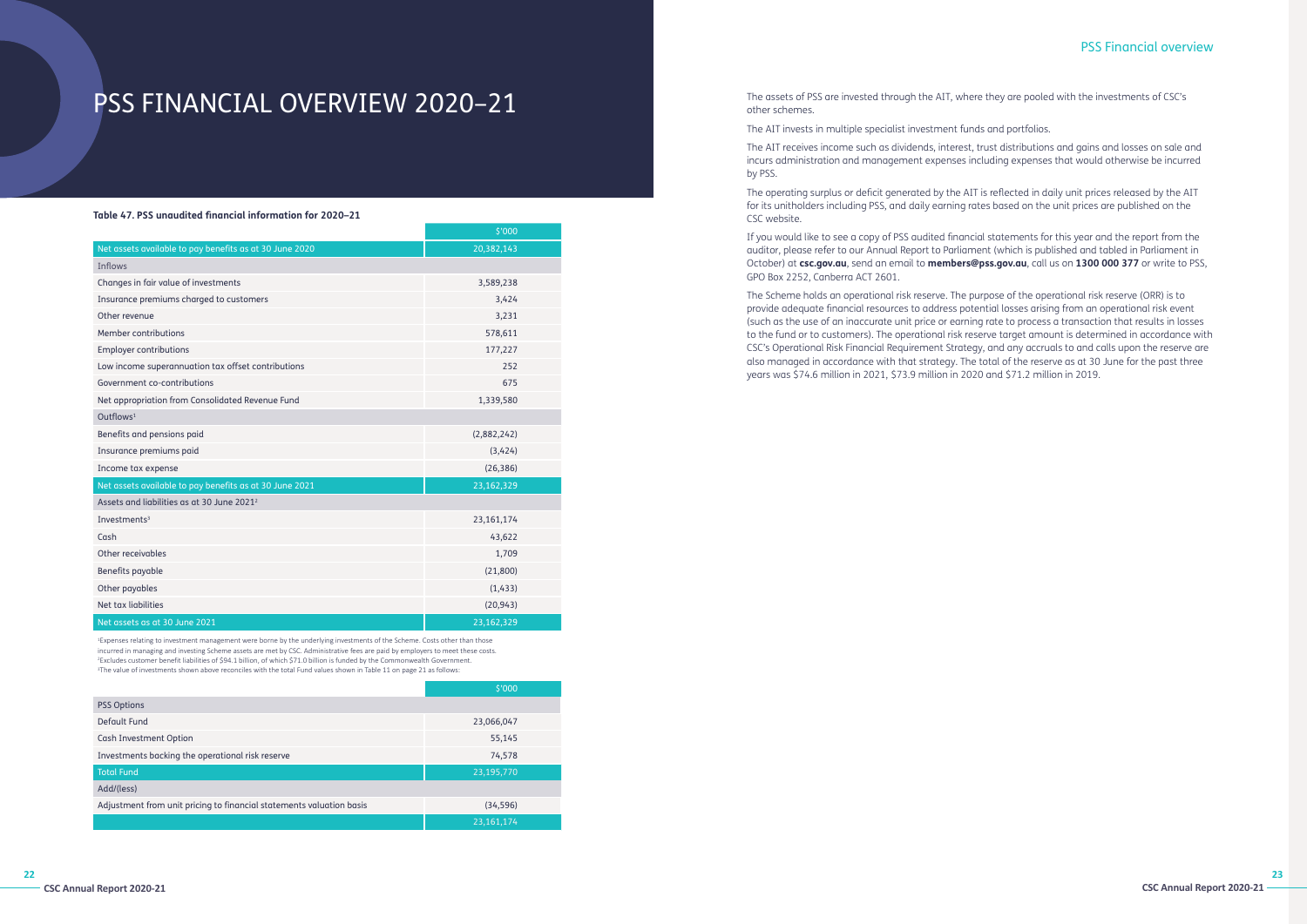# PSS FINANCIAL OVERVIEW 2020–21

**Table 47. PSS unaudited financial information for 2020–21**

| | $'000 |
|---|---|
| Net assets available to pay benefits as at 30 June 2020 | 20,382,143 |
| Inflows | |
| Changes in fair value of investments | 3,589,238 |
| Insurance premiums charged to customers | 3,424 |
| Other revenue | 3,231 |
| Member contributions | 578,611 |
| Employer contributions | 177,227 |
| Low income superannuation tax offset contributions | 252 |
| Government co-contributions | 675 |
| Net appropriation from Consolidated Revenue Fund | 1,339,580 |
| Outflows[1] | |
| Benefits and pensions paid | (2,882,242) |
| Insurance premiums paid | (3,424) |
| Income tax expense | (26,386) |
| Net assets available to pay benefits as at 30 June 2021 | 23,162,329 |
| Assets and liabilities as at 30 June 2021[2] | |
| Investments[3] | 23,161,174 |
| Cash | 43,622 |
| Other receivables | 1,709 |
| Benefits payable | (21,800) |
| Other payables | (1,433) |
| Net tax liabilities | (20,943) |
| Net assets as at 30 June 2021 | 23,162,329 |

[1]Expenses relating to investment management were borne by the underlying investments of the Scheme. Costs other than those incurred in managing and investing Scheme assets are met by CSC. Administrative fees are paid by employers to meet these costs.
[2]Excludes customer benefit liabilities of $94.1 billion, of which $71.0 billion is funded by the Commonwealth Government.
[3]The value of investments shown above reconciles with the total Fund values shown in Table 11 on page 21 as follows:

| | $'000 |
|---|---|
| PSS Options | |
| Default Fund | 23,066,047 |
| Cash Investment Option | 55,145 |
| Investments backing the operational risk reserve | 74,578 |
| Total Fund | 23,195,770 |
| Add/(less) | |
| Adjustment from unit pricing to financial statements valuation basis | (34,596) |
| | 23,161,174 |

The assets of PSS are invested through the AIT, where they are pooled with the investments of CSC's other schemes.

The AIT invests in multiple specialist investment funds and portfolios.

The AIT receives income such as dividends, interest, trust distributions and gains and losses on sale and incurs administration and management expenses including expenses that would otherwise be incurred by PSS.

The operating surplus or deficit generated by the AIT is reflected in daily unit prices released by the AIT for its unitholders including PSS, and daily earning rates based on the unit prices are published on the CSC website.

If you would like to see a copy of PSS audited financial statements for this year and the report from the auditor, please refer to our Annual Report to Parliament (which is published and tabled in Parliament in October) at **csc.gov.au**, send an email to **members@pss.gov.au**, call us on **1300 000 377** or write to PSS, GPO Box 2252, Canberra ACT 2601.

The Scheme holds an operational risk reserve. The purpose of the operational risk reserve (ORR) is to provide adequate financial resources to address potential losses arising from an operational risk event (such as the use of an inaccurate unit price or earning rate to process a transaction that results in losses to the fund or to customers). The operational risk reserve target amount is determined in accordance with CSC's Operational Risk Financial Requirement Strategy, and any accruals to and calls upon the reserve are also managed in accordance with that strategy. The total of the reserve as at 30 June for the past three years was $74.6 million in 2021, $73.9 million in 2020 and $71.2 million in 2019.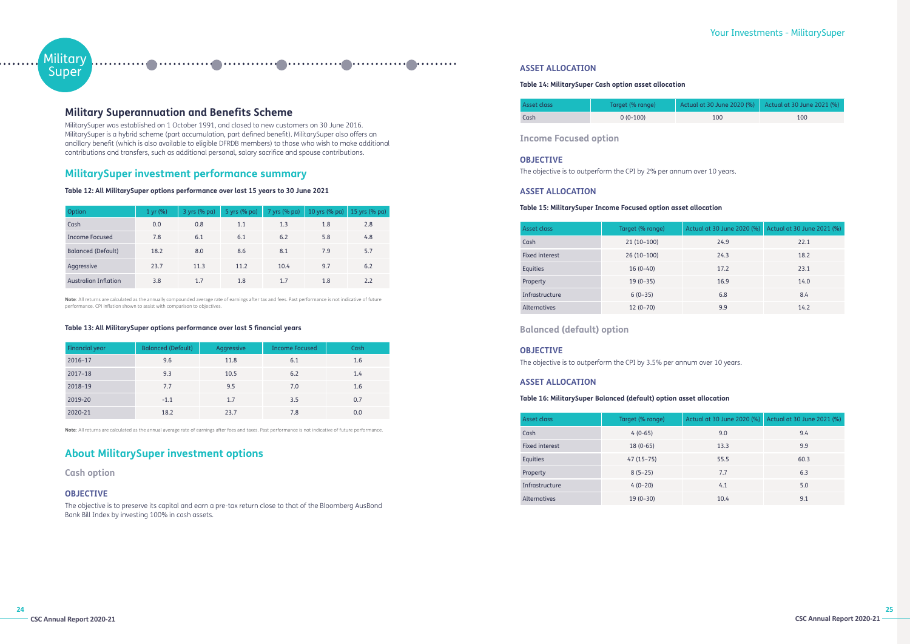# Military Superannuation and Benefits Scheme

MilitarySuper was established on 1 October 1991, and closed to new customers on 30 June 2016. MilitarySuper is a hybrid scheme (part accumulation, part defined benefit). MilitarySuper also offers an ancillary benefit (which is also available to eligible DFRDB members) to those who wish to make additional contributions and transfers, such as additional personal, salary sacrifice and spouse contributions.

## MilitarySuper investment performance summary

**Table 12: All MilitarySuper options performance over last 15 years to 30 June 2021**

| Option | 1 yr (%) | 3 yrs (% pa) | 5 yrs (% pa) | 7 yrs (% pa) | 10 yrs (% pa) | 15 yrs (% pa) |
|---|---|---|---|---|---|---|
| Cash | 0.0 | 0.8 | 1.1 | 1.3 | 1.8 | 2.8 |
| Income Focused | 7.8 | 6.1 | 6.1 | 6.2 | 5.8 | 4.8 |
| Balanced (Default) | 18.2 | 8.0 | 8.6 | 8.1 | 7.9 | 5.7 |
| Aggressive | 23.7 | 11.3 | 11.2 | 10.4 | 9.7 | 6.2 |
| Australian Inflation | 3.8 | 1.7 | 1.8 | 1.7 | 1.8 | 2.2 |

**Note**: All returns are calculated as the annually compounded average rate of earnings after tax and fees. Past performance is not indicative of future performance. CPI inflation shown to assist with comparison to objectives.

**Table 13: All MilitarySuper options performance over last 5 financial years**

| Financial year | Balanced (Default) | Aggressive | Income Focused | Cash |
|---|---|---|---|---|
| 2016–17 | 9.6 | 11.8 | 6.1 | 1.6 |
| 2017–18 | 9.3 | 10.5 | 6.2 | 1.4 |
| 2018–19 | 7.7 | 9.5 | 7.0 | 1.6 |
| 2019-20 | -1.1 | 1.7 | 3.5 | 0.7 |
| 2020-21 | 18.2 | 23.7 | 7.8 | 0.0 |

**Note**: All returns are calculated as the annual average rate of earnings after fees and taxes. Past performance is not indicative of future performance.

## About MilitarySuper investment options

### Cash option

#### OBJECTIVE

The objective is to preserve its capital and earn a pre-tax return close to that of the Bloomberg AusBond Bank Bill Index by investing 100% in cash assets.

#### ASSET ALLOCATION

**Table 14: MilitarySuper Cash option asset allocation**

| Asset class | Target (% range) | Actual at 30 June 2020 (%) | Actual at 30 June 2021 (%) |
|---|---|---|---|
| Cash | 0 (0-100) | 100 | 100 |

### Income Focused option

#### OBJECTIVE

The objective is to outperform the CPI by 2% per annum over 10 years.

#### ASSET ALLOCATION

**Table 15: MilitarySuper Income Focused option asset allocation**

| Asset class | Target (% range) | Actual at 30 June 2020 (%) | Actual at 30 June 2021 (%) |
|---|---|---|---|
| Cash | 21 (10–100) | 24.9 | 22.1 |
| Fixed interest | 26 (10–100) | 24.3 | 18.2 |
| Equities | 16 (0–40) | 17.2 | 23.1 |
| Property | 19 (0–35) | 16.9 | 14.0 |
| Infrastructure | 6 (0–35) | 6.8 | 8.4 |
| Alternatives | 12 (0–70) | 9.9 | 14.2 |

### Balanced (default) option

#### OBJECTIVE

The objective is to outperform the CPI by 3.5% per annum over 10 years.

#### ASSET ALLOCATION

**Table 16: MilitarySuper Balanced (default) option asset allocation**

| Asset class | Target (% range) | Actual at 30 June 2020 (%) | Actual at 30 June 2021 (%) |
|---|---|---|---|
| Cash | 4 (0-65) | 9.0 | 9.4 |
| Fixed interest | 18 (0-65) | 13.3 | 9.9 |
| Equities | 47 (15–75) | 55.5 | 60.3 |
| Property | 8 (5–25) | 7.7 | 6.3 |
| Infrastructure | 4 (0–20) | 4.1 | 5.0 |
| Alternatives | 19 (0–30) | 10.4 | 9.1 |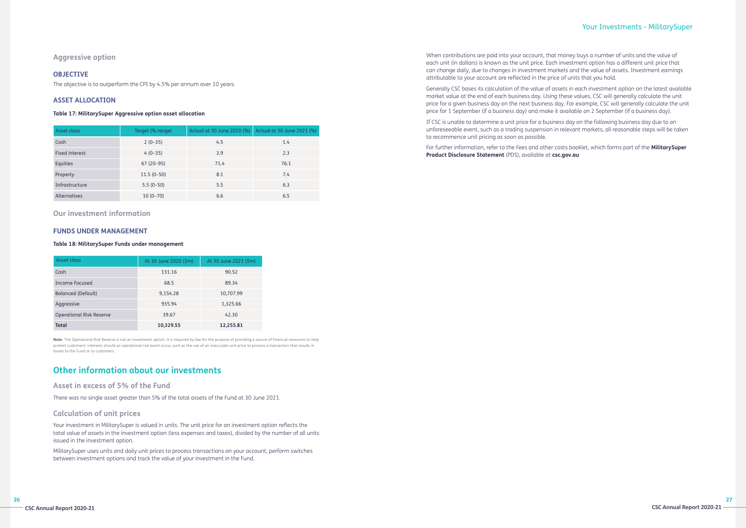## Aggressive option

### OBJECTIVE

The objective is to outperform the CPI by 4.5% per annum over 10 years.

### ASSET ALLOCATION

**Table 17: MilitarySuper Aggressive option asset allocation**

| Asset class | Target (% range) | Actual at 30 June 2020 (%) | Actual at 30 June 2021 (%) |
|---|---|---|---|
| Cash | 2 (0–35) | 4.5 | 1.4 |
| Fixed interest | 4 (0–35) | 3.9 | 2.3 |
| Equities | 67 (20–95) | 71.4 | 76.1 |
| Property | 11.5 (0–50) | 8.1 | 7.4 |
| Infrastructure | 5.5 (0–50) | 5.5 | 6.3 |
| Alternatives | 10 (0–70) | 6.6 | 6.5 |

## Our investment information

### FUNDS UNDER MANAGEMENT

**Table 18: MilitarySuper Funds under management**

| Asset class | At 30 June 2020 ($m) | At 30 June 2021 ($m) |
|---|---|---|
| Cash | 131.16 | 90.52 |
| Income Focused | 68.5 | 89.34 |
| Balanced (Default) | 9,154.28 | 10,707.99 |
| Aggressive | 935.94 | 1,325.66 |
| Operational Risk Reserve | 39.67 | 42.30 |
| **Total** | **10,329.55** | **12,255.81** |

**Note**: The Operational Risk Reserve is not an investment option. It is required by law for the purpose of providing a source of financial resources to help protect customers' interests should an operational risk event occur, such as the use of an inaccurate unit price to process a transaction that results in losses to the Fund or to customers.

# Other information about our investments

## Asset in excess of 5% of the Fund

There was no single asset greater than 5% of the total assets of the Fund at 30 June 2021.

## Calculation of unit prices

Your investment in MilitarySuper is valued in units. The unit price for an investment option reflects the total value of assets in the investment option (less expenses and taxes), divided by the number of all units issued in the investment option.

MilitarySuper uses units and daily unit prices to process transactions on your account, perform switches between investment options and track the value of your investment in the Fund.

When contributions are paid into your account, that money buys a number of units and the value of each unit (in dollars) is known as the unit price. Each investment option has a different unit price that can change daily, due to changes in investment markets and the value of assets. Investment earnings attributable to your account are reflected in the price of units that you hold.

Generally CSC bases its calculation of the value of assets in each investment option on the latest available market value at the end of each business day. Using these values, CSC will generally calculate the unit price for a given business day on the next business day. For example, CSC will generally calculate the unit price for 1 September (if a business day) and make it available on 2 September (if a business day).

If CSC is unable to determine a unit price for a business day on the following business day due to an unforeseeable event, such as a trading suspension in relevant markets, all reasonable steps will be taken to recommence unit pricing as soon as possible.

For further information, refer to the Fees and other costs booklet, which forms part of the **MilitarySuper Product Disclosure Statement** (PDS), available at **csc.gov.au**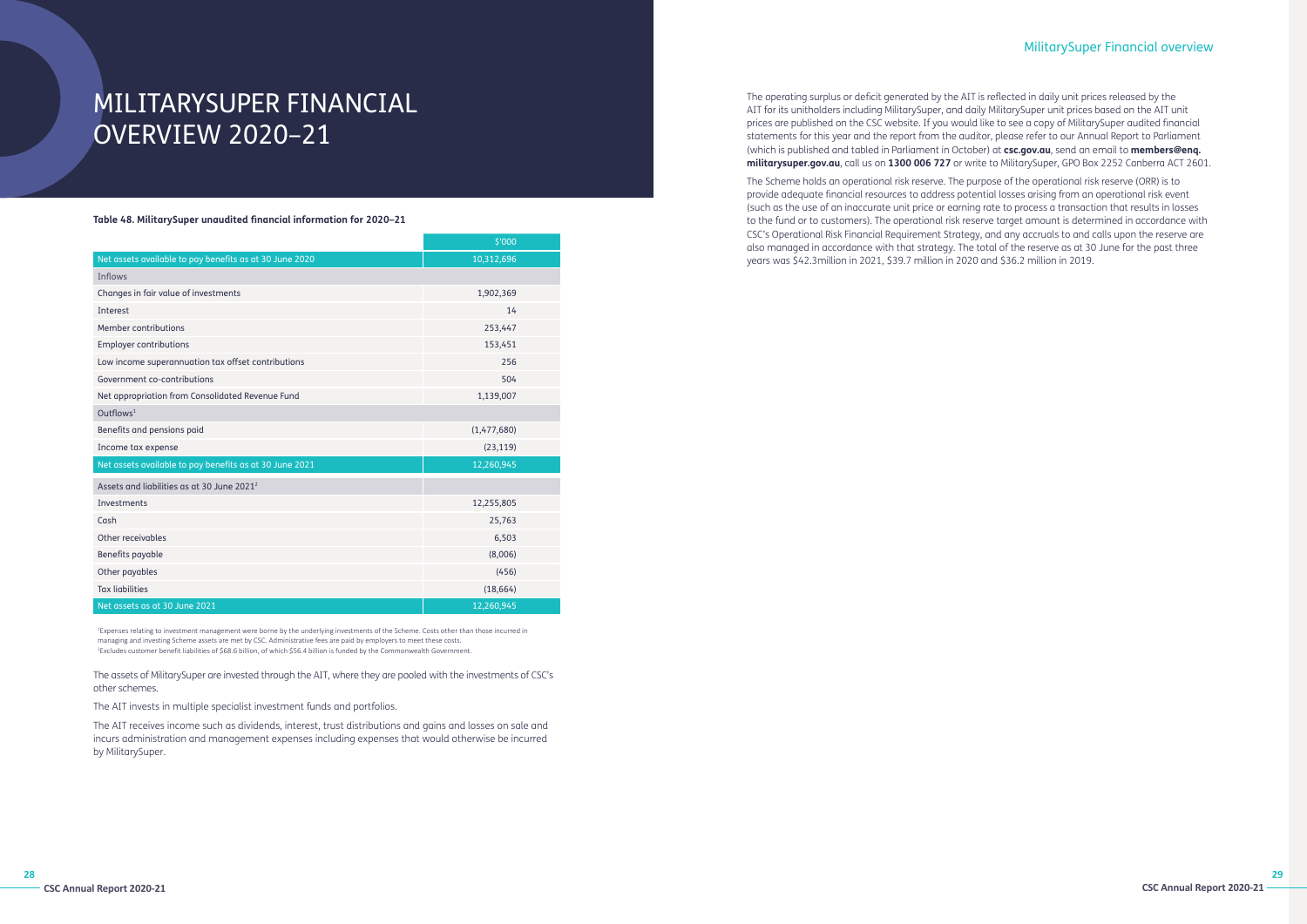# MILITARYSUPER FINANCIAL OVERVIEW 2020–21

**Table 48. MilitarySuper unaudited financial information for 2020–21**

| | $'000 |
|---|---|
| Net assets available to pay benefits as at 30 June 2020 | 10,312,696 |
| Inflows | |
| Changes in fair value of investments | 1,902,369 |
| Interest | 14 |
| Member contributions | 253,447 |
| Employer contributions | 153,451 |
| Low income superannuation tax offset contributions | 256 |
| Government co-contributions | 504 |
| Net appropriation from Consolidated Revenue Fund | 1,139,007 |
| Outflows[1] | |
| Benefits and pensions paid | (1,477,680) |
| Income tax expense | (23,119) |
| Net assets available to pay benefits as at 30 June 2021 | 12,260,945 |
| Assets and liabilities as at 30 June 2021[2] | |
| Investments | 12,255,805 |
| Cash | 25,763 |
| Other receivables | 6,503 |
| Benefits payable | (8,006) |
| Other payables | (456) |
| Tax liabilities | (18,664) |
| Net assets as at 30 June 2021 | 12,260,945 |

[1]Expenses relating to investment management were borne by the underlying investments of the Scheme. Costs other than those incurred in managing and investing Scheme assets are met by CSC. Administrative fees are paid by employers to meet these costs.
[2]Excludes customer benefit liabilities of $68.6 billion, of which $56.4 billion is funded by the Commonwealth Government.

The assets of MilitarySuper are invested through the AIT, where they are pooled with the investments of CSC's other schemes.

The AIT invests in multiple specialist investment funds and portfolios.

The AIT receives income such as dividends, interest, trust distributions and gains and losses on sale and incurs administration and management expenses including expenses that would otherwise be incurred by MilitarySuper.

The operating surplus or deficit generated by the AIT is reflected in daily unit prices released by the AIT for its unitholders including MilitarySuper, and daily MilitarySuper unit prices based on the AIT unit prices are published on the CSC website. If you would like to see a copy of MilitarySuper audited financial statements for this year and the report from the auditor, please refer to our Annual Report to Parliament (which is published and tabled in Parliament in October) at **csc.gov.au**, send an email to **members@enq.militarysuper.gov.au**, call us on **1300 006 727** or write to MilitarySuper, GPO Box 2252 Canberra ACT 2601.

The Scheme holds an operational risk reserve. The purpose of the operational risk reserve (ORR) is to provide adequate financial resources to address potential losses arising from an operational risk event (such as the use of an inaccurate unit price or earning rate to process a transaction that results in losses to the fund or to customers). The operational risk reserve target amount is determined in accordance with CSC's Operational Risk Financial Requirement Strategy, and any accruals to and calls upon the reserve are also managed in accordance with that strategy. The total of the reserve as at 30 June for the past three years was $42.3million in 2021, $39.7 million in 2020 and $36.2 million in 2019.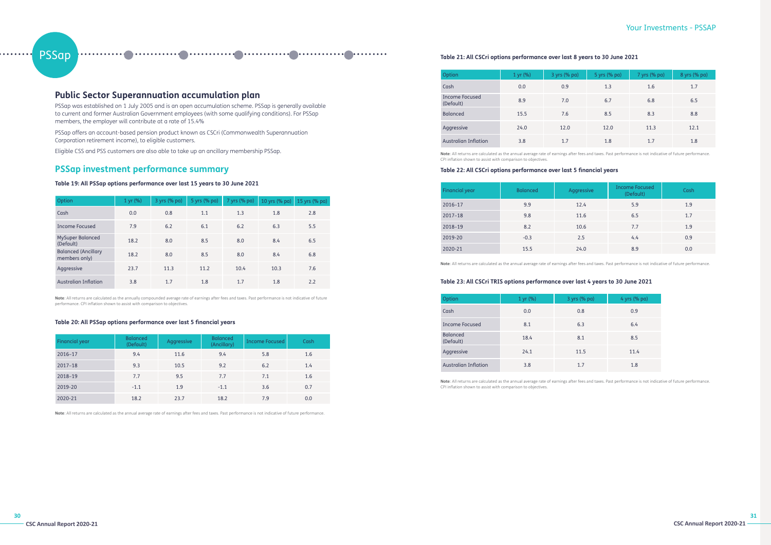PSSap

## Public Sector Superannuation accumulation plan

PSSap was established on 1 July 2005 and is an open accumulation scheme. PSSap is generally available to current and former Australian Government employees (with some qualifying conditions). For PSSap members, the employer will contribute at a rate of 15.4%

PSSap offers an account-based pension product known as CSCri (Commonwealth Superannuation Corporation retirement income), to eligible customers.

Eligible CSS and PSS customers are also able to take up an ancillary membership PSSap.

## PSSap investment performance summary

**Table 19: All PSSap options performance over last 15 years to 30 June 2021**

| Option | 1 yr (%) | 3 yrs (% pa) | 5 yrs (% pa) | 7 yrs (% pa) | 10 yrs (% pa) | 15 yrs (% pa) |
|---|---|---|---|---|---|---|
| Cash | 0.0 | 0.8 | 1.1 | 1.3 | 1.8 | 2.8 |
| Income Focused | 7.9 | 6.2 | 6.1 | 6.2 | 6.3 | 5.5 |
| MySuper Balanced (Default) | 18.2 | 8.0 | 8.5 | 8.0 | 8.4 | 6.5 |
| Balanced (Ancillary members only) | 18.2 | 8.0 | 8.5 | 8.0 | 8.4 | 6.8 |
| Aggressive | 23.7 | 11.3 | 11.2 | 10.4 | 10.3 | 7.6 |
| Australian Inflation | 3.8 | 1.7 | 1.8 | 1.7 | 1.8 | 2.2 |

**Note**: All returns are calculated as the annually compounded average rate of earnings after fees and taxes. Past performance is not indicative of future performance. CPI inflation shown to assist with comparison to objectives.

**Table 20: All PSSap options performance over last 5 financial years**

| Financial year | Balanced (Default) | Aggressive | Balanced (Ancillary) | Income Focused | Cash |
|---|---|---|---|---|---|
| 2016–17 | 9.4 | 11.6 | 9.4 | 5.8 | 1.6 |
| 2017–18 | 9.3 | 10.5 | 9.2 | 6.2 | 1.4 |
| 2018–19 | 7.7 | 9.5 | 7.7 | 7.1 | 1.6 |
| 2019-20 | -1.1 | 1.9 | -1.1 | 3.6 | 0.7 |
| 2020-21 | 18.2 | 23.7 | 18.2 | 7.9 | 0.0 |

**Note**: All returns are calculated as the annual average rate of earnings after fees and taxes. Past performance is not indicative of future performance.

**Table 21: All CSCri options performance over last 8 years to 30 June 2021**

| Option | 1 yr (%) | 3 yrs (% pa) | 5 yrs (% pa) | 7 yrs (% pa) | 8 yrs (% pa) |
|---|---|---|---|---|---|
| Cash | 0.0 | 0.9 | 1.3 | 1.6 | 1.7 |
| Income Focused (Default) | 8.9 | 7.0 | 6.7 | 6.8 | 6.5 |
| Balanced | 15.5 | 7.6 | 8.5 | 8.3 | 8.8 |
| Aggressive | 24.0 | 12.0 | 12.0 | 11.3 | 12.1 |
| Australian Inflation | 3.8 | 1.7 | 1.8 | 1.7 | 1.8 |

**Note**: All returns are calculated as the annual average rate of earnings after fees and taxes. Past performance is not indicative of future performance. CPI inflation shown to assist with comparison to objectives.

**Table 22: All CSCri options performance over last 5 financial years**

| Financial year | Balanced | Aggressive | Income Focused (Default) | Cash |
|---|---|---|---|---|
| 2016–17 | 9.9 | 12.4 | 5.9 | 1.9 |
| 2017–18 | 9.8 | 11.6 | 6.5 | 1.7 |
| 2018–19 | 8.2 | 10.6 | 7.7 | 1.9 |
| 2019-20 | -0.3 | 2.5 | 4.4 | 0.9 |
| 2020-21 | 15.5 | 24.0 | 8.9 | 0.0 |

**Note**: All returns are calculated as the annual average rate of earnings after fees and taxes. Past performance is not indicative of future performance.

**Table 23: All CSCri TRIS options performance over last 4 years to 30 June 2021**

| Option | 1 yr (%) | 3 yrs (% pa) | 4 yrs (% pa) |
|---|---|---|---|
| Cash | 0.0 | 0.8 | 0.9 |
| Income Focused | 8.1 | 6.3 | 6.4 |
| Balanced (Default) | 18.4 | 8.1 | 8.5 |
| Aggressive | 24.1 | 11.5 | 11.4 |
| Australian Inflation | 3.8 | 1.7 | 1.8 |

**Note**: All returns are calculated as the annual average rate of earnings after fees and taxes. Past performance is not indicative of future performance. CPI inflation shown to assist with comparison to objectives.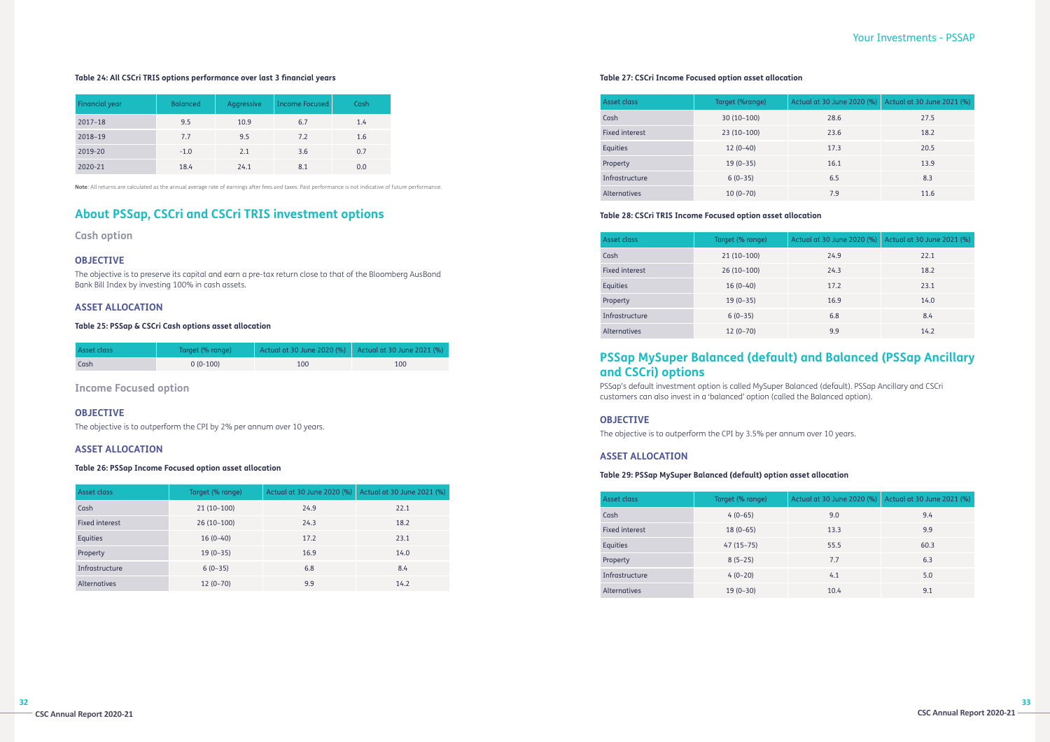**Table 24: All CSCri TRIS options performance over last 3 financial years**

| Financial year | Balanced | Aggressive | Income Focused | Cash |
|---|---|---|---|---|
| 2017–18 | 9.5 | 10.9 | 6.7 | 1.4 |
| 2018–19 | 7.7 | 9.5 | 7.2 | 1.6 |
| 2019-20 | -1.0 | 2.1 | 3.6 | 0.7 |
| 2020-21 | 18.4 | 24.1 | 8.1 | 0.0 |

**Note**: All returns are calculated as the annual average rate of earnings after fees and taxes. Past performance is not indicative of future performance.

## About PSSap, CSCri and CSCri TRIS investment options

### Cash option

#### OBJECTIVE

The objective is to preserve its capital and earn a pre-tax return close to that of the Bloomberg AusBond Bank Bill Index by investing 100% in cash assets.

#### ASSET ALLOCATION

**Table 25: PSSap & CSCri Cash options asset allocation**

| Asset class | Target (% range) | Actual at 30 June 2020 (%) | Actual at 30 June 2021 (%) |
|---|---|---|---|
| Cash | 0 (0-100) | 100 | 100 |

### Income Focused option

#### OBJECTIVE

The objective is to outperform the CPI by 2% per annum over 10 years.

#### ASSET ALLOCATION

**Table 26: PSSap Income Focused option asset allocation**

| Asset class | Target (% range) | Actual at 30 June 2020 (%) | Actual at 30 June 2021 (%) |
|---|---|---|---|
| Cash | 21 (10–100) | 24.9 | 22.1 |
| Fixed interest | 26 (10–100) | 24.3 | 18.2 |
| Equities | 16 (0–40) | 17.2 | 23.1 |
| Property | 19 (0–35) | 16.9 | 14.0 |
| Infrastructure | 6 (0–35) | 6.8 | 8.4 |
| Alternatives | 12 (0–70) | 9.9 | 14.2 |

**Table 27: CSCri Income Focused option asset allocation**

| Asset class | Target (%range) | Actual at 30 June 2020 (%) | Actual at 30 June 2021 (%) |
|---|---|---|---|
| Cash | 30 (10–100) | 28.6 | 27.5 |
| Fixed interest | 23 (10–100) | 23.6 | 18.2 |
| Equities | 12 (0–40) | 17.3 | 20.5 |
| Property | 19 (0–35) | 16.1 | 13.9 |
| Infrastructure | 6 (0–35) | 6.5 | 8.3 |
| Alternatives | 10 (0–70) | 7.9 | 11.6 |

**Table 28: CSCri TRIS Income Focused option asset allocation**

| Asset class | Target (% range) | Actual at 30 June 2020 (%) | Actual at 30 June 2021 (%) |
|---|---|---|---|
| Cash | 21 (10–100) | 24.9 | 22.1 |
| Fixed interest | 26 (10–100) | 24.3 | 18.2 |
| Equities | 16 (0–40) | 17.2 | 23.1 |
| Property | 19 (0–35) | 16.9 | 14.0 |
| Infrastructure | 6 (0–35) | 6.8 | 8.4 |
| Alternatives | 12 (0–70) | 9.9 | 14.2 |

## PSSap MySuper Balanced (default) and Balanced (PSSap Ancillary and CSCri) options

PSSap's default investment option is called MySuper Balanced (default). PSSap Ancillary and CSCri customers can also invest in a 'balanced' option (called the Balanced option).

#### OBJECTIVE

The objective is to outperform the CPI by 3.5% per annum over 10 years.

#### ASSET ALLOCATION

**Table 29: PSSap MySuper Balanced (default) option asset allocation**

| Asset class | Target (% range) | Actual at 30 June 2020 (%) | Actual at 30 June 2021 (%) |
|---|---|---|---|
| Cash | 4 (0–65) | 9.0 | 9.4 |
| Fixed interest | 18 (0–65) | 13.3 | 9.9 |
| Equities | 47 (15–75) | 55.5 | 60.3 |
| Property | 8 (5–25) | 7.7 | 6.3 |
| Infrastructure | 4 (0–20) | 4.1 | 5.0 |
| Alternatives | 19 (0–30) | 10.4 | 9.1 |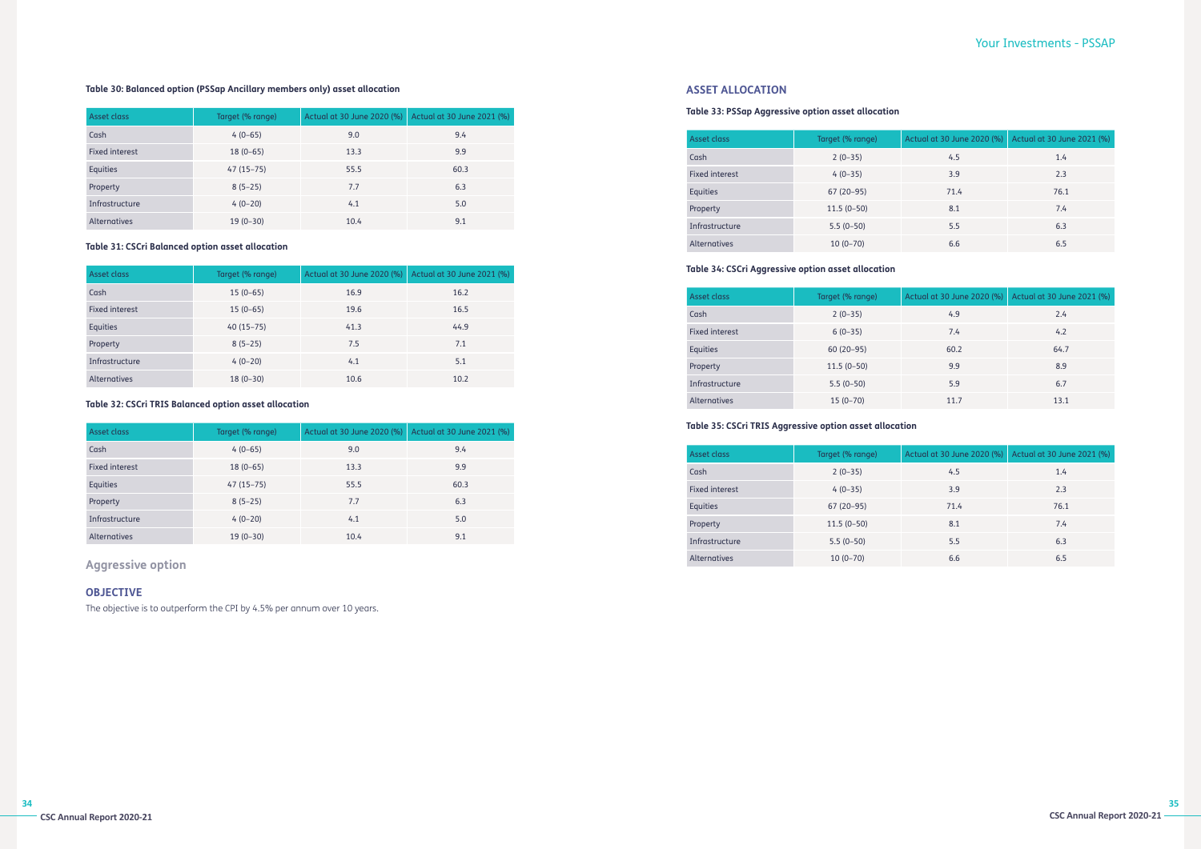**Table 30: Balanced option (PSSap Ancillary members only) asset allocation**

| Asset class | Target (% range) | Actual at 30 June 2020 (%) | Actual at 30 June 2021 (%) |
|---|---|---|---|
| Cash | 4 (0–65) | 9.0 | 9.4 |
| Fixed interest | 18 (0–65) | 13.3 | 9.9 |
| Equities | 47 (15–75) | 55.5 | 60.3 |
| Property | 8 (5–25) | 7.7 | 6.3 |
| Infrastructure | 4 (0–20) | 4.1 | 5.0 |
| Alternatives | 19 (0–30) | 10.4 | 9.1 |

**Table 31: CSCri Balanced option asset allocation**

| Asset class | Target (% range) | Actual at 30 June 2020 (%) | Actual at 30 June 2021 (%) |
|---|---|---|---|
| Cash | 15 (0–65) | 16.9 | 16.2 |
| Fixed interest | 15 (0–65) | 19.6 | 16.5 |
| Equities | 40 (15–75) | 41.3 | 44.9 |
| Property | 8 (5–25) | 7.5 | 7.1 |
| Infrastructure | 4 (0–20) | 4.1 | 5.1 |
| Alternatives | 18 (0–30) | 10.6 | 10.2 |

**Table 32: CSCri TRIS Balanced option asset allocation**

| Asset class | Target (% range) | Actual at 30 June 2020 (%) | Actual at 30 June 2021 (%) |
|---|---|---|---|
| Cash | 4 (0–65) | 9.0 | 9.4 |
| Fixed interest | 18 (0–65) | 13.3 | 9.9 |
| Equities | 47 (15–75) | 55.5 | 60.3 |
| Property | 8 (5–25) | 7.7 | 6.3 |
| Infrastructure | 4 (0–20) | 4.1 | 5.0 |
| Alternatives | 19 (0–30) | 10.4 | 9.1 |

## Aggressive option

### OBJECTIVE

The objective is to outperform the CPI by 4.5% per annum over 10 years.

### ASSET ALLOCATION

**Table 33: PSSap Aggressive option asset allocation**

| Asset class | Target (% range) | Actual at 30 June 2020 (%) | Actual at 30 June 2021 (%) |
|---|---|---|---|
| Cash | 2 (0–35) | 4.5 | 1.4 |
| Fixed interest | 4 (0–35) | 3.9 | 2.3 |
| Equities | 67 (20–95) | 71.4 | 76.1 |
| Property | 11.5 (0–50) | 8.1 | 7.4 |
| Infrastructure | 5.5 (0–50) | 5.5 | 6.3 |
| Alternatives | 10 (0–70) | 6.6 | 6.5 |

**Table 34: CSCri Aggressive option asset allocation**

| Asset class | Target (% range) | Actual at 30 June 2020 (%) | Actual at 30 June 2021 (%) |
|---|---|---|---|
| Cash | 2 (0–35) | 4.9 | 2.4 |
| Fixed interest | 6 (0–35) | 7.4 | 4.2 |
| Equities | 60 (20–95) | 60.2 | 64.7 |
| Property | 11.5 (0–50) | 9.9 | 8.9 |
| Infrastructure | 5.5 (0–50) | 5.9 | 6.7 |
| Alternatives | 15 (0–70) | 11.7 | 13.1 |

**Table 35: CSCri TRIS Aggressive option asset allocation**

| Asset class | Target (% range) | Actual at 30 June 2020 (%) | Actual at 30 June 2021 (%) |
|---|---|---|---|
| Cash | 2 (0–35) | 4.5 | 1.4 |
| Fixed interest | 4 (0–35) | 3.9 | 2.3 |
| Equities | 67 (20–95) | 71.4 | 76.1 |
| Property | 11.5 (0–50) | 8.1 | 7.4 |
| Infrastructure | 5.5 (0–50) | 5.5 | 6.3 |
| Alternatives | 10 (0–70) | 6.6 | 6.5 |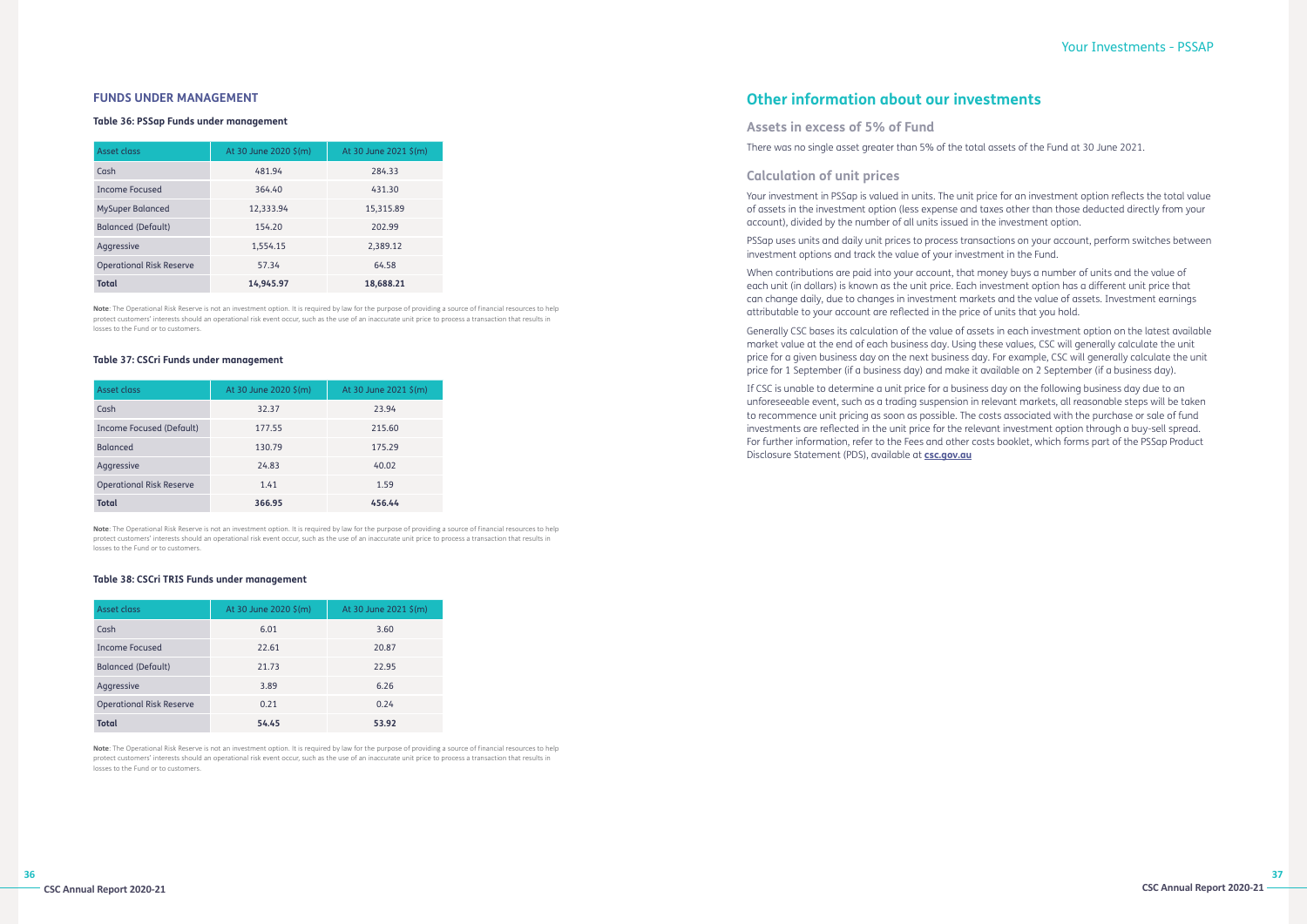## FUNDS UNDER MANAGEMENT

**Table 36: PSSap Funds under management**

| Asset class | At 30 June 2020 $(m) | At 30 June 2021 $(m) |
|---|---|---|
| Cash | 481.94 | 284.33 |
| Income Focused | 364.40 | 431.30 |
| MySuper Balanced | 12,333.94 | 15,315.89 |
| Balanced (Default) | 154.20 | 202.99 |
| Aggressive | 1,554.15 | 2,389.12 |
| Operational Risk Reserve | 57.34 | 64.58 |
| **Total** | **14,945.97** | **18,688.21** |

**Note**: The Operational Risk Reserve is not an investment option. It is required by law for the purpose of providing a source of financial resources to help protect customers' interests should an operational risk event occur, such as the use of an inaccurate unit price to process a transaction that results in losses to the Fund or to customers.

**Table 37: CSCri Funds under management**

| Asset class | At 30 June 2020 $(m) | At 30 June 2021 $(m) |
|---|---|---|
| Cash | 32.37 | 23.94 |
| Income Focused (Default) | 177.55 | 215.60 |
| Balanced | 130.79 | 175.29 |
| Aggressive | 24.83 | 40.02 |
| Operational Risk Reserve | 1.41 | 1.59 |
| **Total** | **366.95** | **456.44** |

**Note**: The Operational Risk Reserve is not an investment option. It is required by law for the purpose of providing a source of financial resources to help protect customers' interests should an operational risk event occur, such as the use of an inaccurate unit price to process a transaction that results in losses to the Fund or to customers.

**Table 38: CSCri TRIS Funds under management**

| Asset class | At 30 June 2020 $(m) | At 30 June 2021 $(m) |
|---|---|---|
| Cash | 6.01 | 3.60 |
| Income Focused | 22.61 | 20.87 |
| Balanced (Default) | 21.73 | 22.95 |
| Aggressive | 3.89 | 6.26 |
| Operational Risk Reserve | 0.21 | 0.24 |
| **Total** | **54.45** | **53.92** |

**Note**: The Operational Risk Reserve is not an investment option. It is required by law for the purpose of providing a source of financial resources to help protect customers' interests should an operational risk event occur, such as the use of an inaccurate unit price to process a transaction that results in losses to the Fund or to customers.

## Other information about our investments

### Assets in excess of 5% of Fund

There was no single asset greater than 5% of the total assets of the Fund at 30 June 2021.

### Calculation of unit prices

Your investment in PSSap is valued in units. The unit price for an investment option reflects the total value of assets in the investment option (less expense and taxes other than those deducted directly from your account), divided by the number of all units issued in the investment option.

PSSap uses units and daily unit prices to process transactions on your account, perform switches between investment options and track the value of your investment in the Fund.

When contributions are paid into your account, that money buys a number of units and the value of each unit (in dollars) is known as the unit price. Each investment option has a different unit price that can change daily, due to changes in investment markets and the value of assets. Investment earnings attributable to your account are reflected in the price of units that you hold.

Generally CSC bases its calculation of the value of assets in each investment option on the latest available market value at the end of each business day. Using these values, CSC will generally calculate the unit price for a given business day on the next business day. For example, CSC will generally calculate the unit price for 1 September (if a business day) and make it available on 2 September (if a business day).

If CSC is unable to determine a unit price for a business day on the following business day due to an unforeseeable event, such as a trading suspension in relevant markets, all reasonable steps will be taken to recommence unit pricing as soon as possible. The costs associated with the purchase or sale of fund investments are reflected in the unit price for the relevant investment option through a buy-sell spread. For further information, refer to the Fees and other costs booklet, which forms part of the PSSap Product Disclosure Statement (PDS), available at **csc.gov.au**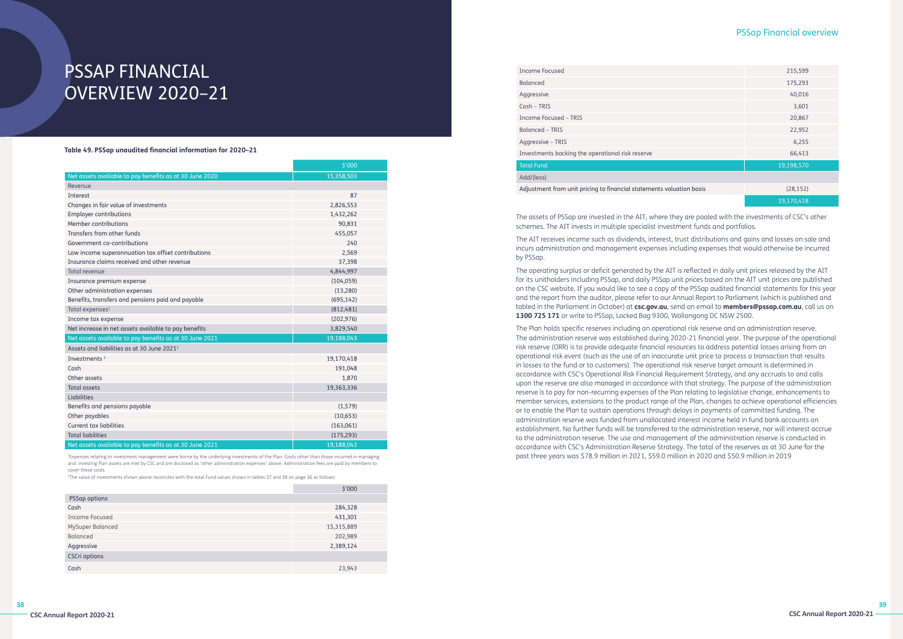# PSSAP FINANCIAL OVERVIEW 2020–21

**Table 49. PSSap unaudited financial information for 2020–21**

| | $'000 |
|---|---|
| Net assets available to pay benefits as at 30 June 2020 | 15,358,503 |
| Revenue | |
| Interest | 87 |
| Changes in fair value of investments | 2,826,553 |
| Employer contributions | 1,432,262 |
| Member contributions | 90,831 |
| Transfers from other funds | 455,057 |
| Government co-contributions | 240 |
| Low income superannuation tax offset contributions | 2,569 |
| Insurance claims received and other revenue | 37,398 |
| Total revenue | 4,844,997 |
| Insurance premium expense | (104,059) |
| Other administration expenses | (13,280) |
| Benefits, transfers and pensions paid and payable | (695,142) |
| Total expenses[1] | (812,481) |
| Income tax expense | (202,976) |
| Net increase in net assets available to pay benefits | 3,829,540 |
| Net assets available to pay benefits as at 30 June 2021 | 19,188,043 |
| Assets and liabilities as at 30 June 2021[1] | |
| Investments [2] | 19,170,418 |
| Cash | 191,048 |
| Other assets | 1,870 |
| Total assets | 19,363,336 |
| Liabilities | |
| Benefits and pensions payable | (1,579) |
| Other payables | (10,653) |
| Current tax liabilities | (163,061) |
| Total liabilities | (175,293) |
| Net assets available to pay benefits as at 30 June 2021 | 19,188,043 |

[1]Expenses relating to investment management were borne by the underlying investments of the Plan. Costs other than those incurred in managing and investing Plan assets are met by CSC and are disclosed as 'other administration expenses' above. Administration fees are paid by members to cover these costs.

[2]The value of investments shown above reconciles with the total Fund values shown in tables 37 and 38 on page 36 as follows:

| | $'000 |
|---|---|
| PSSap options | |
| Cash | 284,328 |
| Income Focused | 431,301 |
| MySuper Balanced | 15,315,889 |
| Balanced | 202,989 |
| Aggressive | 2,389,124 |
| CSCri options | |
| Cash | 23,943 |
| Income Focused | 215,599 |
| Balanced | 175,293 |
| Aggressive | 40,016 |
| Cash – TRIS | 3,601 |
| Income Focused – TRIS | 20,867 |
| Balanced – TRIS | 22,952 |
| Aggressive – TRIS | 6,255 |
| Investments backing the operational risk reserve | 66,413 |
| Total Fund | 19,198,570 |
| Add/(less) | |
| Adjustment from unit pricing to financial statements valuation basis | (28,152) |
| | 19,170,418 |

The assets of PSSap are invested in the AIT, where they are pooled with the investments of CSC's other schemes. The AIT invests in multiple specialist investment funds and portfolios.

The AIT receives income such as dividends, interest, trust distributions and gains and losses on sale and incurs administration and management expenses including expenses that would otherwise be incurred by PSSap.

The operating surplus or deficit generated by the AIT is reflected in daily unit prices released by the AIT for its unitholders including PSSap, and daily PSSap unit prices based on the AIT unit prices are published on the CSC website. If you would like to see a copy of the PSSap audited financial statements for this year and the report from the auditor, please refer to our Annual Report to Parliament (which is published and tabled in the Parliament in October) at **csc.gov.au**, send an email to **members@pssap.com.au**, call us on **1300 725 171** or write to PSSap, Locked Bag 9300, Wollongong DC NSW 2500.

The Plan holds specific reserves including an operational risk reserve and an administration reserve. The administration reserve was established during 2020-21 financial year. The purpose of the operational risk reserve (ORR) is to provide adequate financial resources to address potential losses arising from an operational risk event (such as the use of an inaccurate unit price to process a transaction that results in losses to the fund or to customers). The operational risk reserve target amount is determined in accordance with CSC's Operational Risk Financial Requirement Strategy, and any accruals to and calls upon the reserve are also managed in accordance with that strategy. The purpose of the administration reserve is to pay for non-recurring expenses of the Plan relating to legislative change, enhancements to member services, extensions to the product range of the Plan, changes to achieve operational efficiencies or to enable the Plan to sustain operations through delays in payments of committed funding. The administration reserve was funded from unallocated interest income held in fund bank accounts on establishment. No further funds will be transferred to the administration reserve, nor will interest accrue to the administration reserve. The use and management of the administration reserve is conducted in accordance with CSC's Administration Reserve Strategy. The total of the reserves as at 30 June for the past three years was $78.9 million in 2021, $59.0 million in 2020 and $50.9 million in 2019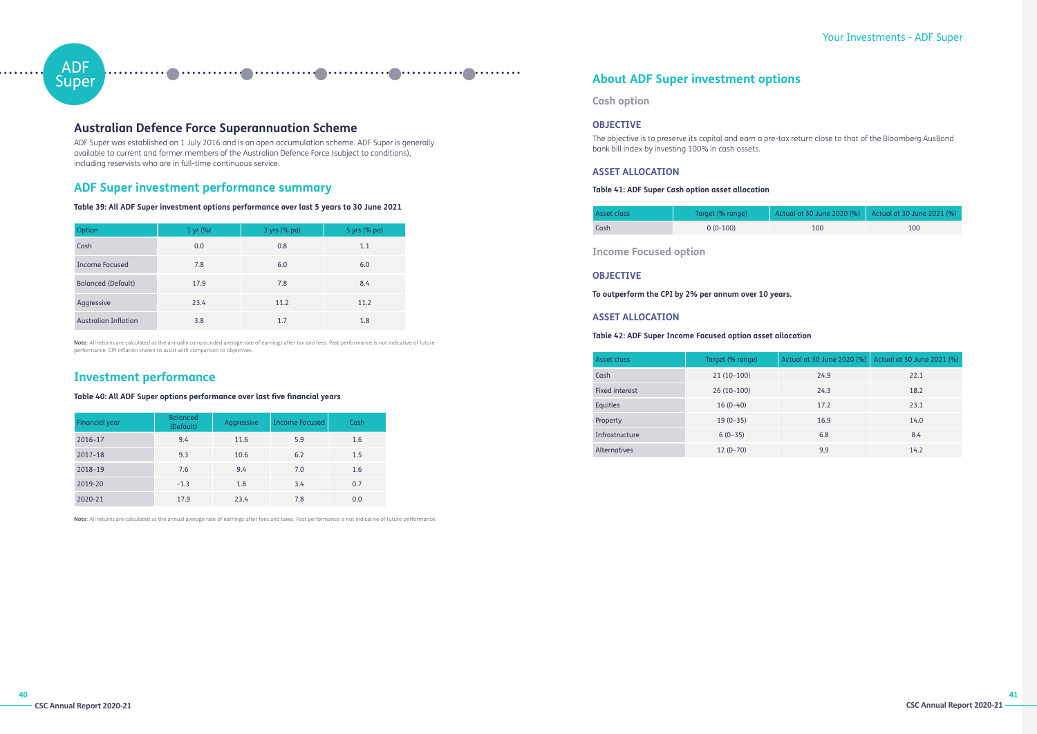ADF Super

## Australian Defence Force Superannuation Scheme

ADF Super was established on 1 July 2016 and is an open accumulation scheme. ADF Super is generally available to current and former members of the Australian Defence Force (subject to conditions), including reservists who are in full-time continuous service.

## ADF Super investment performance summary

**Table 39: All ADF Super investment options performance over last 5 years to 30 June 2021**

| Option | 1 yr (%) | 3 yrs (% pa) | 5 yrs (% pa) |
|---|---|---|---|
| Cash | 0.0 | 0.8 | 1.1 |
| Income Focused | 7.8 | 6.0 | 6.0 |
| Balanced (Default) | 17.9 | 7.8 | 8.4 |
| Aggressive | 23.4 | 11.2 | 11.2 |
| Australian Inflation | 3.8 | 1.7 | 1.8 |

**Note**: All returns are calculated as the annually compounded average rate of earnings after tax and fees. Past performance is not indicative of future performance. CPI inflation shown to assist with comparison to objectives.

## Investment performance

**Table 40: All ADF Super options performance over last five financial years**

| Financial year | Balanced (Default) | Aggressive | Income Focused | Cash |
|---|---|---|---|---|
| 2016–17 | 9.4 | 11.6 | 5.9 | 1.6 |
| 2017–18 | 9.3 | 10.6 | 6.2 | 1.5 |
| 2018–19 | 7.6 | 9.4 | 7.0 | 1.6 |
| 2019-20 | -1.3 | 1.8 | 3.4 | 0.7 |
| 2020-21 | 17.9 | 23.4 | 7.8 | 0.0 |

**Note**: All returns are calculated as the annual average rate of earnings after fees and taxes. Past performance is not indicative of future performance.

## About ADF Super investment options

### Cash option

#### OBJECTIVE

The objective is to preserve its capital and earn a pre-tax return close to that of the Bloomberg AusBond bank bill index by investing 100% in cash assets.

#### ASSET ALLOCATION

**Table 41: ADF Super Cash option asset allocation**

| Asset class | Target (% range) | Actual at 30 June 2020 (%) | Actual at 30 June 2021 (%) |
|---|---|---|---|
| Cash | 0 (0-100) | 100 | 100 |

### Income Focused option

#### OBJECTIVE

**To outperform the CPI by 2% per annum over 10 years.**

#### ASSET ALLOCATION

**Table 42: ADF Super Income Focused option asset allocation**

| Asset class | Target (% range) | Actual at 30 June 2020 (%) | Actual at 30 June 2021 (%) |
|---|---|---|---|
| Cash | 21 (10–100) | 24.9 | 22.1 |
| Fixed interest | 26 (10–100) | 24.3 | 18.2 |
| Equities | 16 (0–40) | 17.2 | 23.1 |
| Property | 19 (0–35) | 16.9 | 14.0 |
| Infrastructure | 6 (0–35) | 6.8 | 8.4 |
| Alternatives | 12 (0–70) | 9.9 | 14.2 |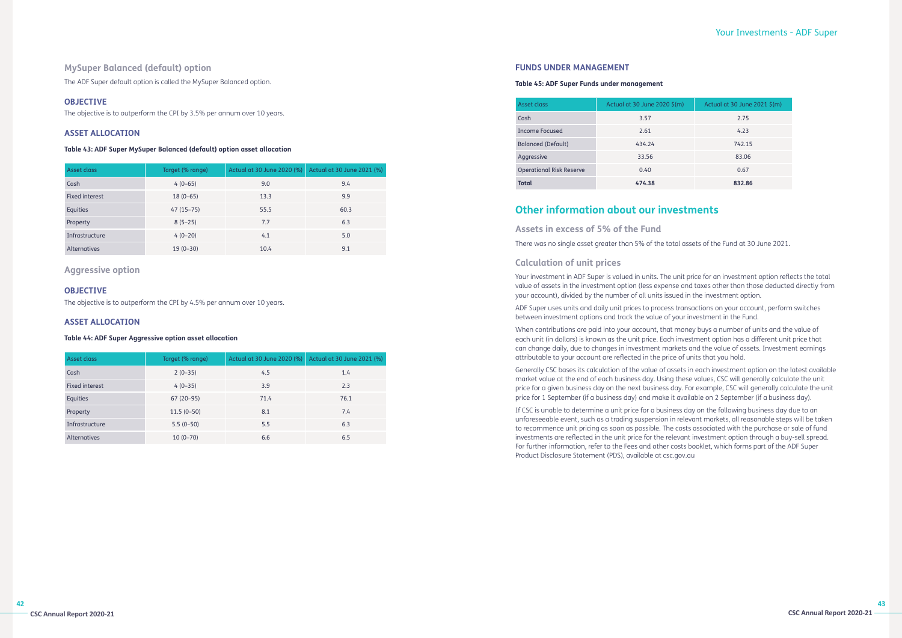## MySuper Balanced (default) option

The ADF Super default option is called the MySuper Balanced option.

### OBJECTIVE

The objective is to outperform the CPI by 3.5% per annum over 10 years.

### ASSET ALLOCATION

**Table 43: ADF Super MySuper Balanced (default) option asset allocation**

| Asset class | Target (% range) | Actual at 30 June 2020 (%) | Actual at 30 June 2021 (%) |
|---|---|---|---|
| Cash | 4 (0–65) | 9.0 | 9.4 |
| Fixed interest | 18 (0–65) | 13.3 | 9.9 |
| Equities | 47 (15–75) | 55.5 | 60.3 |
| Property | 8 (5–25) | 7.7 | 6.3 |
| Infrastructure | 4 (0–20) | 4.1 | 5.0 |
| Alternatives | 19 (0–30) | 10.4 | 9.1 |

## Aggressive option

### OBJECTIVE

The objective is to outperform the CPI by 4.5% per annum over 10 years.

### ASSET ALLOCATION

**Table 44: ADF Super Aggressive option asset allocation**

| Asset class | Target (% range) | Actual at 30 June 2020 (%) | Actual at 30 June 2021 (%) |
|---|---|---|---|
| Cash | 2 (0–35) | 4.5 | 1.4 |
| Fixed interest | 4 (0–35) | 3.9 | 2.3 |
| Equities | 67 (20–95) | 71.4 | 76.1 |
| Property | 11.5 (0–50) | 8.1 | 7.4 |
| Infrastructure | 5.5 (0–50) | 5.5 | 6.3 |
| Alternatives | 10 (0–70) | 6.6 | 6.5 |

### FUNDS UNDER MANAGEMENT

**Table 45: ADF Super Funds under management**

| Asset class | Actual at 30 June 2020 $(m) | Actual at 30 June 2021 $(m) |
|---|---|---|
| Cash | 3.57 | 2.75 |
| Income Focused | 2.61 | 4.23 |
| Balanced (Default) | 434.24 | 742.15 |
| Aggressive | 33.56 | 83.06 |
| Operational Risk Reserve | 0.40 | 0.67 |
| **Total** | **474.38** | **832.86** |

# Other information about our investments

## Assets in excess of 5% of the Fund

There was no single asset greater than 5% of the total assets of the Fund at 30 June 2021.

## Calculation of unit prices

Your investment in ADF Super is valued in units. The unit price for an investment option reflects the total value of assets in the investment option (less expense and taxes other than those deducted directly from your account), divided by the number of all units issued in the investment option.

ADF Super uses units and daily unit prices to process transactions on your account, perform switches between investment options and track the value of your investment in the Fund.

When contributions are paid into your account, that money buys a number of units and the value of each unit (in dollars) is known as the unit price. Each investment option has a different unit price that can change daily, due to changes in investment markets and the value of assets. Investment earnings attributable to your account are reflected in the price of units that you hold.

Generally CSC bases its calculation of the value of assets in each investment option on the latest available market value at the end of each business day. Using these values, CSC will generally calculate the unit price for a given business day on the next business day. For example, CSC will generally calculate the unit price for 1 September (if a business day) and make it available on 2 September (if a business day).

If CSC is unable to determine a unit price for a business day on the following business day due to an unforeseeable event, such as a trading suspension in relevant markets, all reasonable steps will be taken to recommence unit pricing as soon as possible. The costs associated with the purchase or sale of fund investments are reflected in the unit price for the relevant investment option through a buy-sell spread. For further information, refer to the Fees and other costs booklet, which forms part of the ADF Super Product Disclosure Statement (PDS), available at csc.gov.au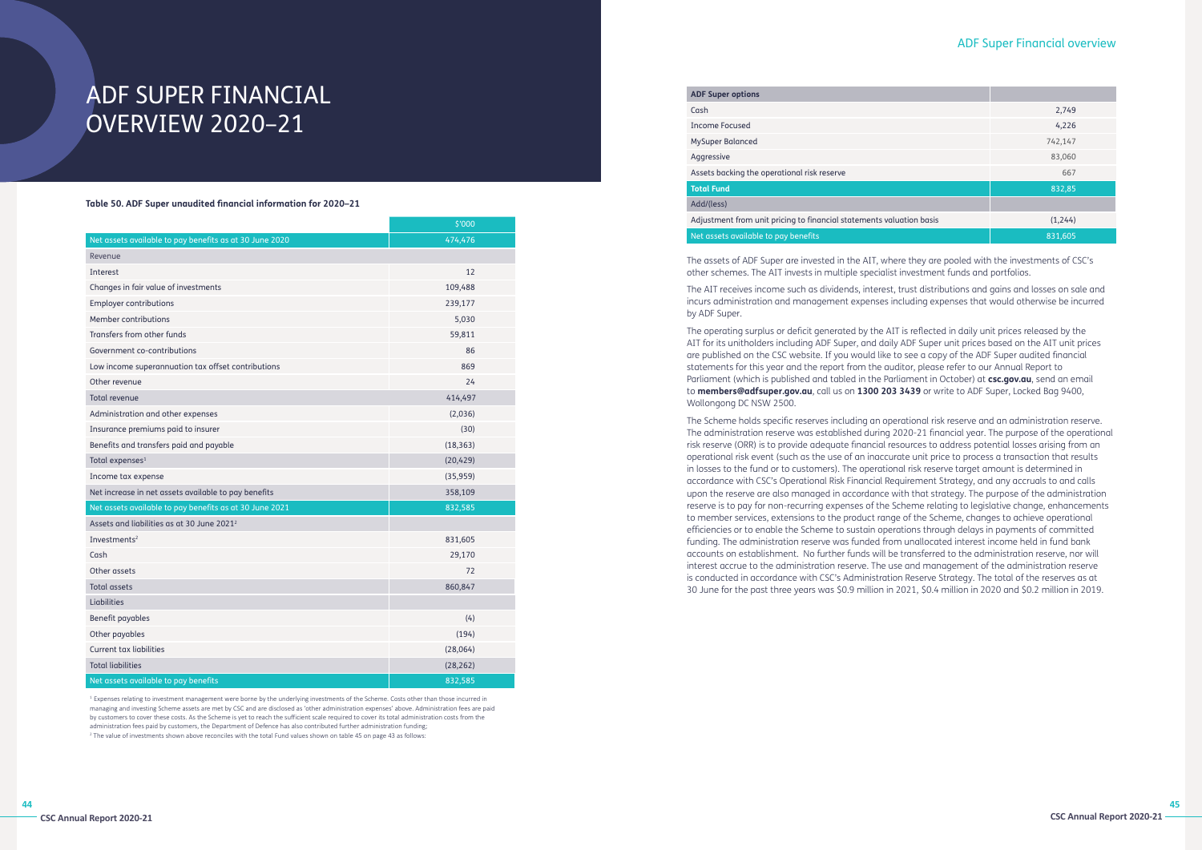# ADF SUPER FINANCIAL OVERVIEW 2020–21

**Table 50. ADF Super unaudited financial information for 2020–21**

| | $'000 |
|---|---|
| Net assets available to pay benefits as at 30 June 2020 | 474,476 |
| Revenue | |
| Interest | 12 |
| Changes in fair value of investments | 109,488 |
| Employer contributions | 239,177 |
| Member contributions | 5,030 |
| Transfers from other funds | 59,811 |
| Government co-contributions | 86 |
| Low income superannuation tax offset contributions | 869 |
| Other revenue | 24 |
| Total revenue | 414,497 |
| Administration and other expenses | (2,036) |
| Insurance premiums paid to insurer | (30) |
| Benefits and transfers paid and payable | (18,363) |
| Total expenses[1] | (20,429) |
| Income tax expense | (35,959) |
| Net increase in net assets available to pay benefits | 358,109 |
| Net assets available to pay benefits as at 30 June 2021 | 832,585 |
| Assets and liabilities as at 30 June 2021[2] | |
| Investments[2] | 831,605 |
| Cash | 29,170 |
| Other assets | 72 |
| Total assets | 860,847 |
| Liabilities | |
| Benefit payables | (4) |
| Other payables | (194) |
| Current tax liabilities | (28,064) |
| Total liabilities | (28,262) |
| Net assets available to pay benefits | 832,585 |

[1] Expenses relating to investment management were borne by the underlying investments of the Scheme. Costs other than those incurred in managing and investing Scheme assets are met by CSC and are disclosed as 'other administration expenses' above. Administration fees are paid by customers to cover these costs. As the Scheme is yet to reach the sufficient scale required to cover its total administration costs from the administration fees paid by customers, the Department of Defence has also contributed further administration funding;

[2] The value of investments shown above reconciles with the total Fund values shown on table 45 on page 43 as follows:

| ADF Super options | |
|---|---|
| Cash | 2,749 |
| Income Focused | 4,226 |
| MySuper Balanced | 742,147 |
| Aggressive | 83,060 |
| Assets backing the operational risk reserve | 667 |
| **Total Fund** | 832,85 |
| Add/(less) | |
| Adjustment from unit pricing to financial statements valuation basis | (1,244) |
| Net assets available to pay benefits | 831,605 |

The assets of ADF Super are invested in the AIT, where they are pooled with the investments of CSC's other schemes. The AIT invests in multiple specialist investment funds and portfolios.

The AIT receives income such as dividends, interest, trust distributions and gains and losses on sale and incurs administration and management expenses including expenses that would otherwise be incurred by ADF Super.

The operating surplus or deficit generated by the AIT is reflected in daily unit prices released by the AIT for its unitholders including ADF Super, and daily ADF Super unit prices based on the AIT unit prices are published on the CSC website. If you would like to see a copy of the ADF Super audited financial statements for this year and the report from the auditor, please refer to our Annual Report to Parliament (which is published and tabled in the Parliament in October) at **csc.gov.au**, send an email to **members@adfsuper.gov.au**, call us on **1300 203 3439** or write to ADF Super, Locked Bag 9400, Wollongong DC NSW 2500.

The Scheme holds specific reserves including an operational risk reserve and an administration reserve. The administration reserve was established during 2020-21 financial year. The purpose of the operational risk reserve (ORR) is to provide adequate financial resources to address potential losses arising from an operational risk event (such as the use of an inaccurate unit price to process a transaction that results in losses to the fund or to customers). The operational risk reserve target amount is determined in accordance with CSC's Operational Risk Financial Requirement Strategy, and any accruals to and calls upon the reserve are also managed in accordance with that strategy. The purpose of the administration reserve is to pay for non-recurring expenses of the Scheme relating to legislative change, enhancements to member services, extensions to the product range of the Scheme, changes to achieve operational efficiencies or to enable the Scheme to sustain operations through delays in payments of committed funding. The administration reserve was funded from unallocated interest income held in fund bank accounts on establishment. No further funds will be transferred to the administration reserve, nor will interest accrue to the administration reserve. The use and management of the administration reserve is conducted in accordance with CSC's Administration Reserve Strategy. The total of the reserves as at 30 June for the past three years was $0.9 million in 2021, $0.4 million in 2020 and $0.2 million in 2019.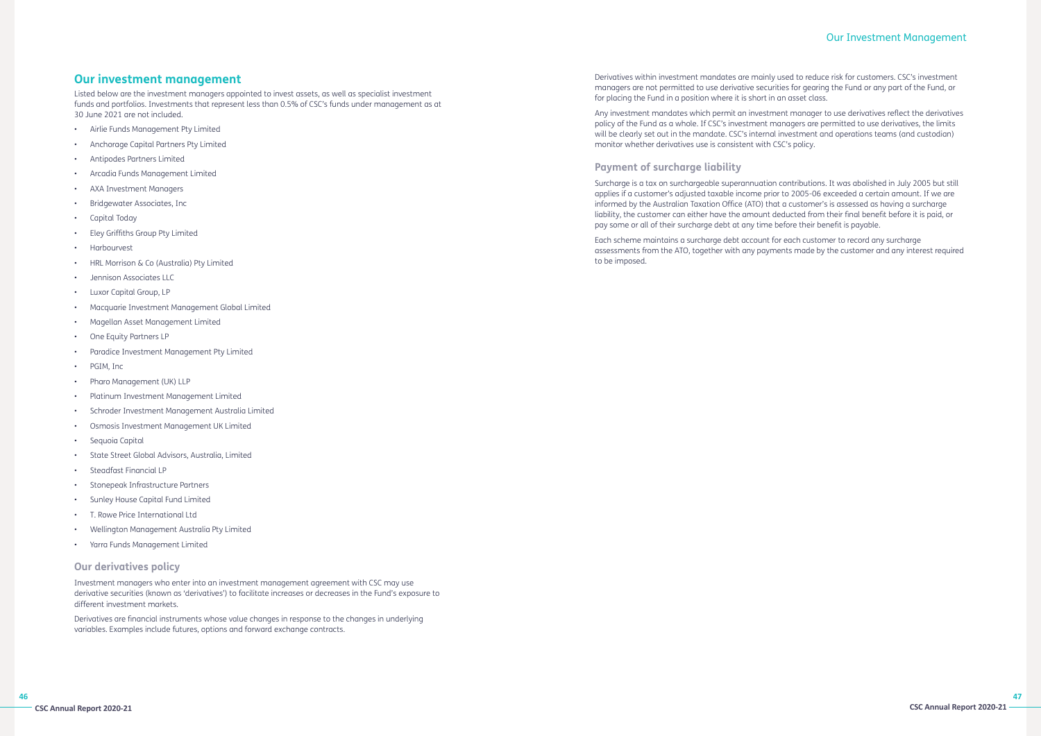## Our investment management

Listed below are the investment managers appointed to invest assets, as well as specialist investment funds and portfolios. Investments that represent less than 0.5% of CSC's funds under management as at 30 June 2021 are not included.

- Airlie Funds Management Pty Limited
- Anchorage Capital Partners Pty Limited
- Antipodes Partners Limited
- Arcadia Funds Management Limited
- AXA Investment Managers
- Bridgewater Associates, Inc
- Capital Today
- Eley Griffiths Group Pty Limited
- Harbourvest
- HRL Morrison & Co (Australia) Pty Limited
- Jennison Associates LLC
- Luxor Capital Group, LP
- Macquarie Investment Management Global Limited
- Magellan Asset Management Limited
- One Equity Partners LP
- Paradice Investment Management Pty Limited
- PGIM, Inc
- Pharo Management (UK) LLP
- Platinum Investment Management Limited
- Schroder Investment Management Australia Limited
- Osmosis Investment Management UK Limited
- Sequoia Capital
- State Street Global Advisors, Australia, Limited
- Steadfast Financial LP
- Stonepeak Infrastructure Partners
- Sunley House Capital Fund Limited
- T. Rowe Price International Ltd
- Wellington Management Australia Pty Limited
- Yarra Funds Management Limited

### Our derivatives policy

Investment managers who enter into an investment management agreement with CSC may use derivative securities (known as 'derivatives') to facilitate increases or decreases in the Fund's exposure to different investment markets.

Derivatives are financial instruments whose value changes in response to the changes in underlying variables. Examples include futures, options and forward exchange contracts.

Derivatives within investment mandates are mainly used to reduce risk for customers. CSC's investment managers are not permitted to use derivative securities for gearing the Fund or any part of the Fund, or for placing the Fund in a position where it is short in an asset class.

Any investment mandates which permit an investment manager to use derivatives reflect the derivatives policy of the Fund as a whole. If CSC's investment managers are permitted to use derivatives, the limits will be clearly set out in the mandate. CSC's internal investment and operations teams (and custodian) monitor whether derivatives use is consistent with CSC's policy.

### Payment of surcharge liability

Surcharge is a tax on surchargeable superannuation contributions. It was abolished in July 2005 but still applies if a customer's adjusted taxable income prior to 2005-06 exceeded a certain amount. If we are informed by the Australian Taxation Office (ATO) that a customer's is assessed as having a surcharge liability, the customer can either have the amount deducted from their final benefit before it is paid, or pay some or all of their surcharge debt at any time before their benefit is payable.

Each scheme maintains a surcharge debt account for each customer to record any surcharge assessments from the ATO, together with any payments made by the customer and any interest required to be imposed.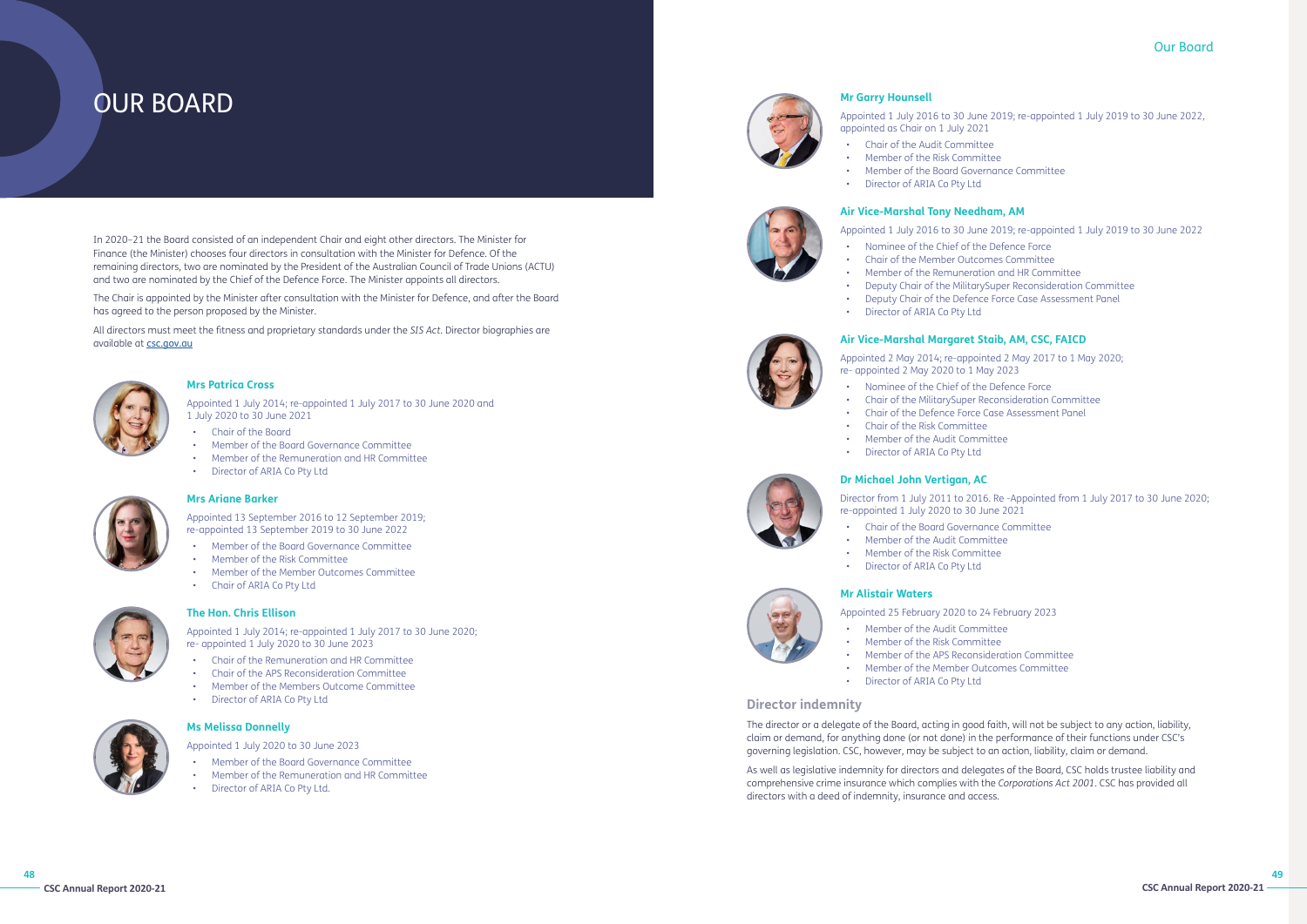# OUR BOARD

In 2020–21 the Board consisted of an independent Chair and eight other directors. The Minister for Finance (the Minister) chooses four directors in consultation with the Minister for Defence. Of the remaining directors, two are nominated by the President of the Australian Council of Trade Unions (ACTU) and two are nominated by the Chief of the Defence Force. The Minister appoints all directors.

The Chair is appointed by the Minister after consultation with the Minister for Defence, and after the Board has agreed to the person proposed by the Minister.

All directors must meet the fitness and proprietary standards under the *SIS Act*. Director biographies are available at csc.gov.au

**Mrs Patrica Cross**

Appointed 1 July 2014; re-appointed 1 July 2017 to 30 June 2020 and 1 July 2020 to 30 June 2021

- Chair of the Board
- Member of the Board Governance Committee
- Member of the Remuneration and HR Committee
- Director of ARIA Co Pty Ltd

**Mrs Ariane Barker**

Appointed 13 September 2016 to 12 September 2019; re-appointed 13 September 2019 to 30 June 2022

- Member of the Board Governance Committee
- Member of the Risk Committee
- Member of the Member Outcomes Committee
- Chair of ARIA Co Pty Ltd

**The Hon. Chris Ellison**

Appointed 1 July 2014; re-appointed 1 July 2017 to 30 June 2020; re- appointed 1 July 2020 to 30 June 2023

- Chair of the Remuneration and HR Committee
- Chair of the APS Reconsideration Committee
- Member of the Members Outcome Committee
- Director of ARIA Co Pty Ltd

**Ms Melissa Donnelly**

Appointed 1 July 2020 to 30 June 2023

- Member of the Board Governance Committee
- Member of the Remuneration and HR Committee
- Director of ARIA Co Pty Ltd.

**Mr Garry Hounsell**

Appointed 1 July 2016 to 30 June 2019; re-appointed 1 July 2019 to 30 June 2022, appointed as Chair on 1 July 2021

- Chair of the Audit Committee
- Member of the Risk Committee
- Member of the Board Governance Committee
- Director of ARIA Co Pty Ltd

**Air Vice-Marshal Tony Needham, AM**

Appointed 1 July 2016 to 30 June 2019; re-appointed 1 July 2019 to 30 June 2022

- Nominee of the Chief of the Defence Force
- Chair of the Member Outcomes Committee
- Member of the Remuneration and HR Committee
- Deputy Chair of the MilitarySuper Reconsideration Committee
- Deputy Chair of the Defence Force Case Assessment Panel
- Director of ARIA Co Pty Ltd

**Air Vice-Marshal Margaret Staib, AM, CSC, FAICD**

Appointed 2 May 2014; re-appointed 2 May 2017 to 1 May 2020; re- appointed 2 May 2020 to 1 May 2023

- Nominee of the Chief of the Defence Force
- Chair of the MilitarySuper Reconsideration Committee
- Chair of the Defence Force Case Assessment Panel
- Chair of the Risk Committee
- Member of the Audit Committee
- Director of ARIA Co Pty Ltd

**Dr Michael John Vertigan, AC**

Director from 1 July 2011 to 2016. Re -Appointed from 1 July 2017 to 30 June 2020; re-appointed 1 July 2020 to 30 June 2021

- Chair of the Board Governance Committee
- Member of the Audit Committee
- Member of the Risk Committee
- Director of ARIA Co Pty Ltd

**Mr Alistair Waters**

Appointed 25 February 2020 to 24 February 2023

- Member of the Audit Committee
- Member of the Risk Committee
- Member of the APS Reconsideration Committee
- Member of the Member Outcomes Committee
- Director of ARIA Co Pty Ltd

## Director indemnity

The director or a delegate of the Board, acting in good faith, will not be subject to any action, liability, claim or demand, for anything done (or not done) in the performance of their functions under CSC's governing legislation. CSC, however, may be subject to an action, liability, claim or demand.

As well as legislative indemnity for directors and delegates of the Board, CSC holds trustee liability and comprehensive crime insurance which complies with the *Corporations Act 2001*. CSC has provided all directors with a deed of indemnity, insurance and access.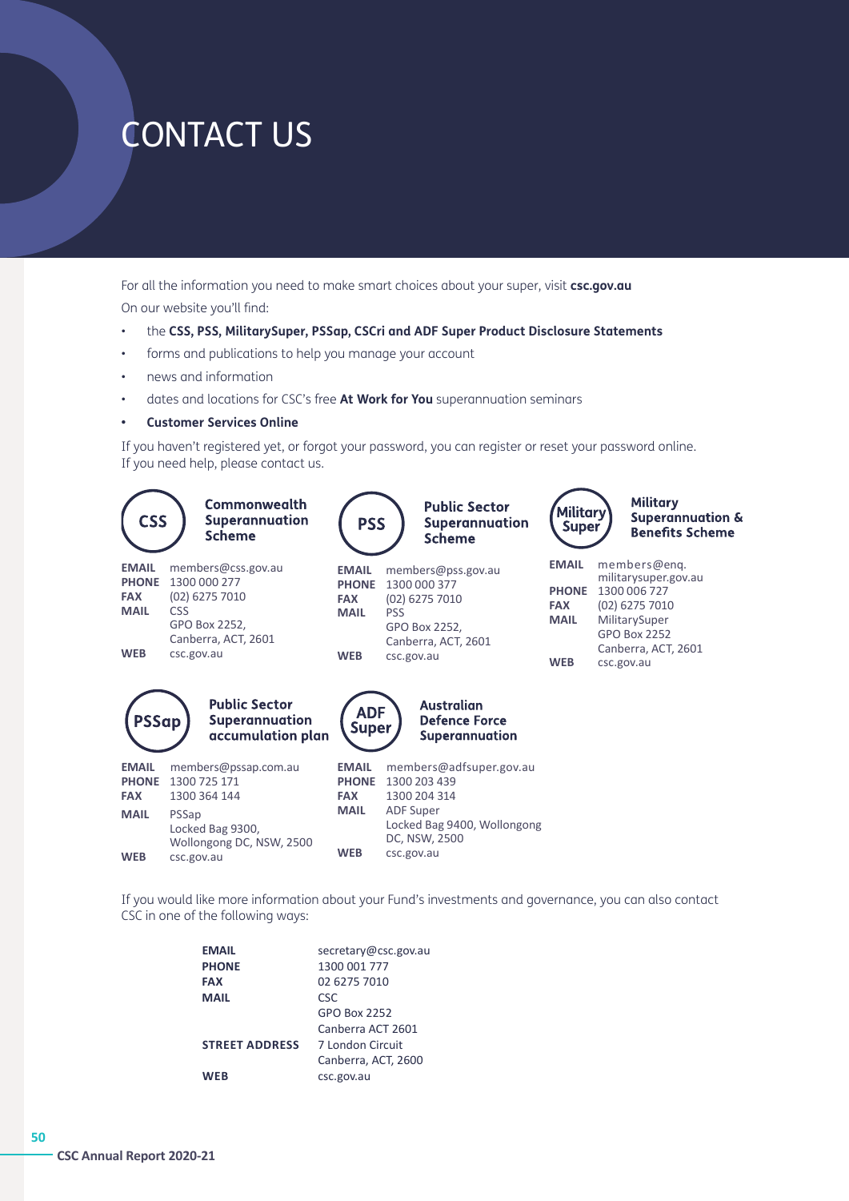# CONTACT US

For all the information you need to make smart choices about your super, visit **csc.gov.au**

On our website you'll find:

- the **CSS, PSS, MilitarySuper, PSSap, CSCri and ADF Super Product Disclosure Statements**
- forms and publications to help you manage your account
- news and information
- dates and locations for CSC's free **At Work for You** superannuation seminars
- **Customer Services Online**

If you haven't registered yet, or forgot your password, you can register or reset your password online.
If you need help, please contact us.

### CSS – Commonwealth Superannuation Scheme

**EMAIL** members@css.gov.au
**PHONE** 1300 000 277
**FAX** (02) 6275 7010
**MAIL** CSS
GPO Box 2252,
Canberra, ACT, 2601
**WEB** csc.gov.au

### PSS – Public Sector Superannuation Scheme

**EMAIL** members@pss.gov.au
**PHONE** 1300 000 377
**FAX** (02) 6275 7010
**MAIL** PSS
GPO Box 2252,
Canberra, ACT, 2601
**WEB** csc.gov.au

### Military Super – Military Superannuation & Benefits Scheme

**EMAIL** members@enq.militarysuper.gov.au
**PHONE** 1300 006 727
**FAX** (02) 6275 7010
**MAIL** MilitarySuper
GPO Box 2252
Canberra, ACT, 2601
**WEB** csc.gov.au

### PSSap – Public Sector Superannuation accumulation plan

**EMAIL** members@pssap.com.au
**PHONE** 1300 725 171
**FAX** 1300 364 144
**MAIL** PSSap
Locked Bag 9300,
Wollongong DC, NSW, 2500
**WEB** csc.gov.au

### ADF Super – Australian Defence Force Superannuation

**EMAIL** members@adfsuper.gov.au
**PHONE** 1300 203 439
**FAX** 1300 204 314
**MAIL** ADF Super
Locked Bag 9400, Wollongong
DC, NSW, 2500
**WEB** csc.gov.au

If you would like more information about your Fund's investments and governance, you can also contact CSC in one of the following ways:

**EMAIL** secretary@csc.gov.au
**PHONE** 1300 001 777
**FAX** 02 6275 7010
**MAIL** CSC
GPO Box 2252
Canberra ACT 2601
**STREET ADDRESS** 7 London Circuit
Canberra, ACT, 2600
**WEB** csc.gov.au